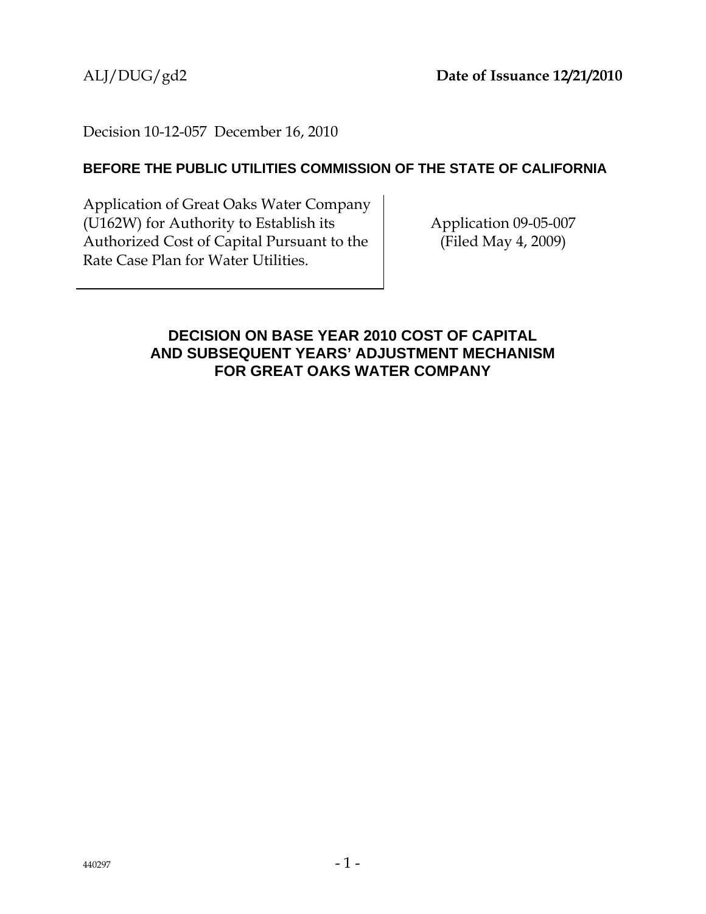ALJ/DUG/gd2 **Date of Issuance 12/21/2010**

Decision 10-12-057 December 16, 2010

**BEFORE THE PUBLIC UTILITIES COMMISSION OF THE STATE OF CALIFORNIA**

| | |
|---|---|
| Application of Great Oaks Water Company (U162W) for Authority to Establish its Authorized Cost of Capital Pursuant to the Rate Case Plan for Water Utilities. | Application 09-05-007 (Filed May 4, 2009) |

**DECISION ON BASE YEAR 2010 COST OF CAPITAL AND SUBSEQUENT YEARS' ADJUSTMENT MECHANISM FOR GREAT OAKS WATER COMPANY**

440297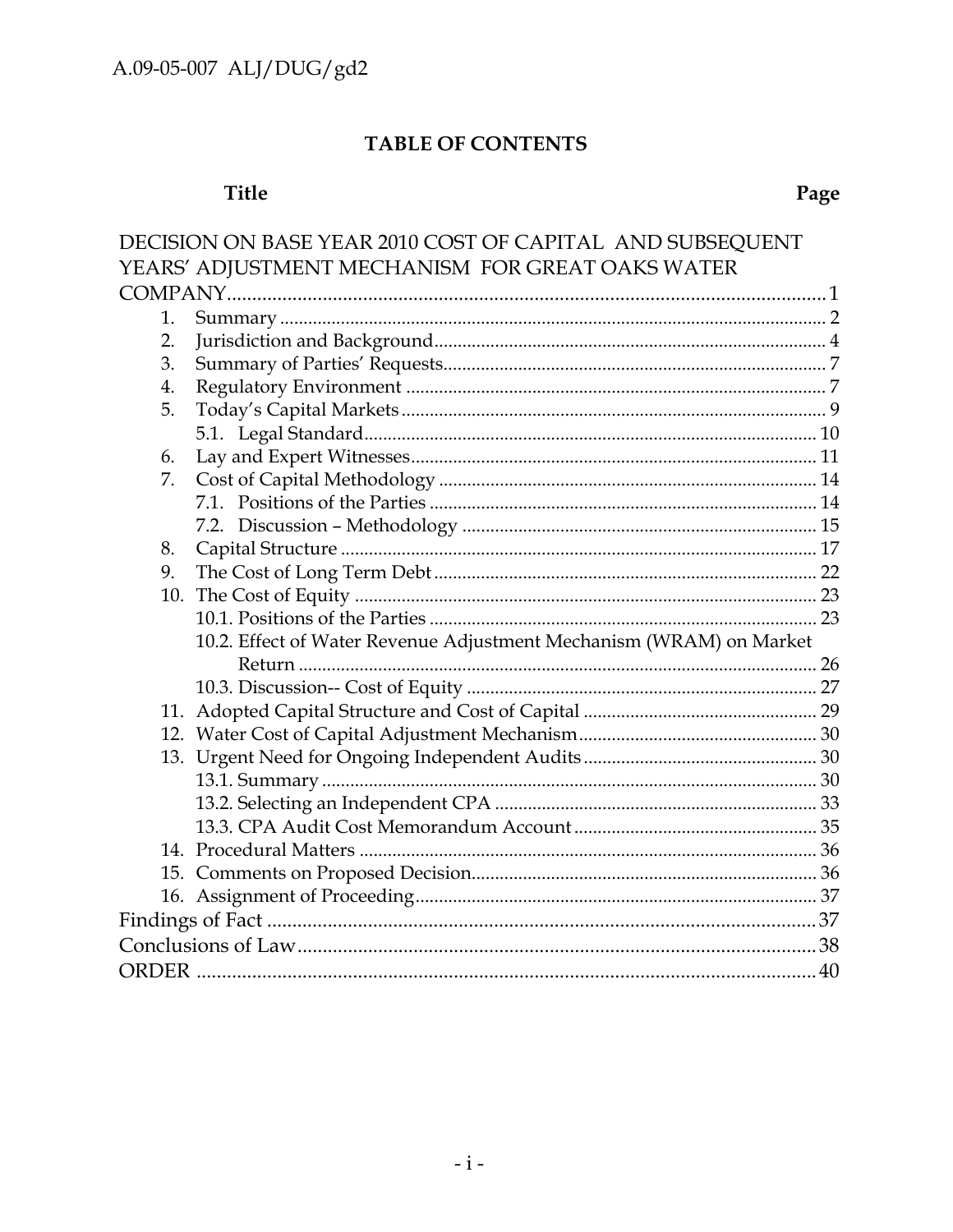## TABLE OF CONTENTS

| Title | Page |
|---|---|
| DECISION ON BASE YEAR 2010 COST OF CAPITAL AND SUBSEQUENT YEARS' ADJUSTMENT MECHANISM FOR GREAT OAKS WATER COMPANY | 1 |
| 1. Summary | 2 |
| 2. Jurisdiction and Background | 4 |
| 3. Summary of Parties' Requests | 7 |
| 4. Regulatory Environment | 7 |
| 5. Today's Capital Markets | 9 |
| 5.1. Legal Standard | 10 |
| 6. Lay and Expert Witnesses | 11 |
| 7. Cost of Capital Methodology | 14 |
| 7.1. Positions of the Parties | 14 |
| 7.2. Discussion – Methodology | 15 |
| 8. Capital Structure | 17 |
| 9. The Cost of Long Term Debt | 22 |
| 10. The Cost of Equity | 23 |
| 10.1. Positions of the Parties | 23 |
| 10.2. Effect of Water Revenue Adjustment Mechanism (WRAM) on Market Return | 26 |
| 10.3. Discussion-- Cost of Equity | 27 |
| 11. Adopted Capital Structure and Cost of Capital | 29 |
| 12. Water Cost of Capital Adjustment Mechanism | 30 |
| 13. Urgent Need for Ongoing Independent Audits | 30 |
| 13.1. Summary | 30 |
| 13.2. Selecting an Independent CPA | 33 |
| 13.3. CPA Audit Cost Memorandum Account | 35 |
| 14. Procedural Matters | 36 |
| 15. Comments on Proposed Decision | 36 |
| 16. Assignment of Proceeding | 37 |
| Findings of Fact | 37 |
| Conclusions of Law | 38 |
| ORDER | 40 |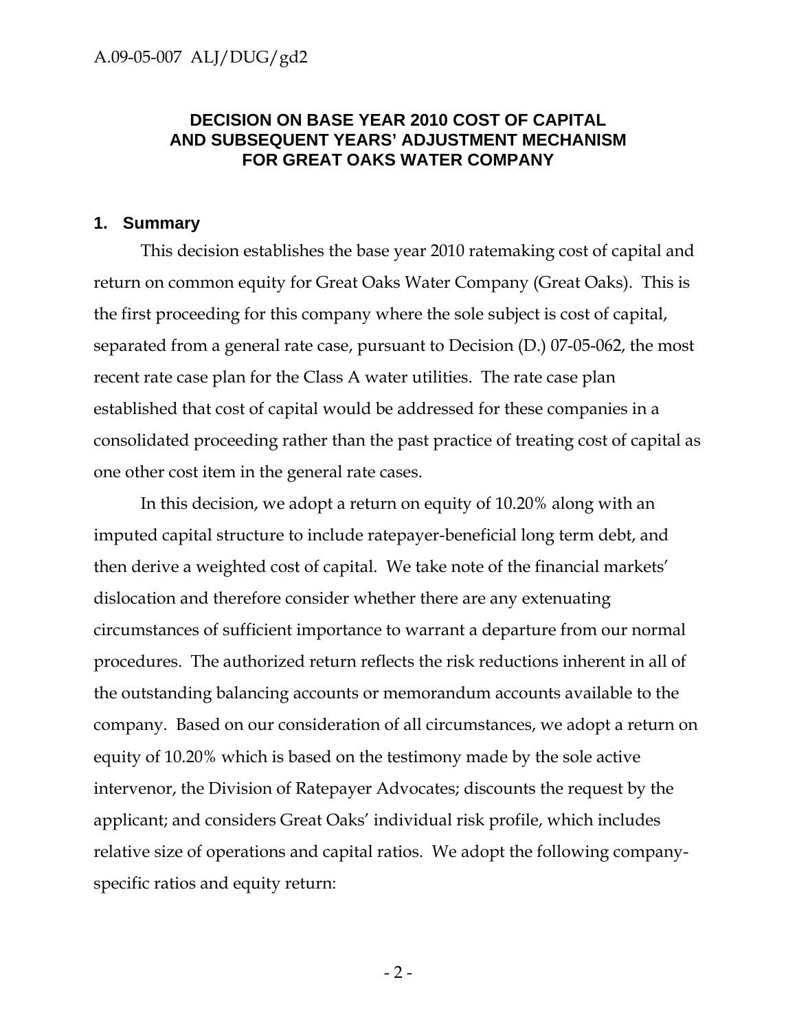## DECISION ON BASE YEAR 2010 COST OF CAPITAL AND SUBSEQUENT YEARS' ADJUSTMENT MECHANISM FOR GREAT OAKS WATER COMPANY

### 1. Summary

This decision establishes the base year 2010 ratemaking cost of capital and return on common equity for Great Oaks Water Company (Great Oaks). This is the first proceeding for this company where the sole subject is cost of capital, separated from a general rate case, pursuant to Decision (D.) 07-05-062, the most recent rate case plan for the Class A water utilities. The rate case plan established that cost of capital would be addressed for these companies in a consolidated proceeding rather than the past practice of treating cost of capital as one other cost item in the general rate cases.

In this decision, we adopt a return on equity of 10.20% along with an imputed capital structure to include ratepayer-beneficial long term debt, and then derive a weighted cost of capital. We take note of the financial markets' dislocation and therefore consider whether there are any extenuating circumstances of sufficient importance to warrant a departure from our normal procedures. The authorized return reflects the risk reductions inherent in all of the outstanding balancing accounts or memorandum accounts available to the company. Based on our consideration of all circumstances, we adopt a return on equity of 10.20% which is based on the testimony made by the sole active intervenor, the Division of Ratepayer Advocates; discounts the request by the applicant; and considers Great Oaks' individual risk profile, which includes relative size of operations and capital ratios. We adopt the following company-specific ratios and equity return: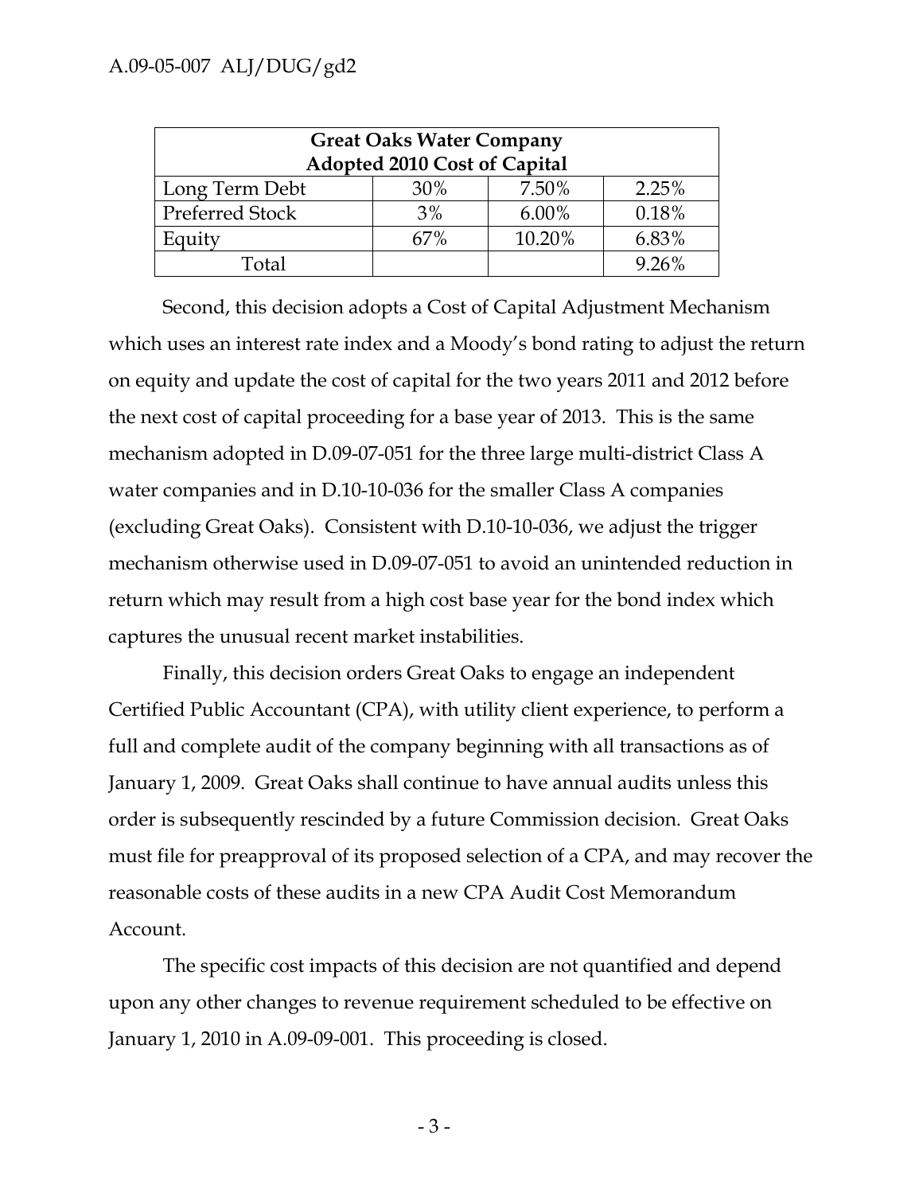| Great Oaks Water Company Adopted 2010 Cost of Capital | | | |
|---|---|---|---|
| Long Term Debt | 30% | 7.50% | 2.25% |
| Preferred Stock | 3% | 6.00% | 0.18% |
| Equity | 67% | 10.20% | 6.83% |
| Total | | | 9.26% |

Second, this decision adopts a Cost of Capital Adjustment Mechanism which uses an interest rate index and a Moody's bond rating to adjust the return on equity and update the cost of capital for the two years 2011 and 2012 before the next cost of capital proceeding for a base year of 2013. This is the same mechanism adopted in D.09-07-051 for the three large multi-district Class A water companies and in D.10-10-036 for the smaller Class A companies (excluding Great Oaks). Consistent with D.10-10-036, we adjust the trigger mechanism otherwise used in D.09-07-051 to avoid an unintended reduction in return which may result from a high cost base year for the bond index which captures the unusual recent market instabilities.

Finally, this decision orders Great Oaks to engage an independent Certified Public Accountant (CPA), with utility client experience, to perform a full and complete audit of the company beginning with all transactions as of January 1, 2009. Great Oaks shall continue to have annual audits unless this order is subsequently rescinded by a future Commission decision. Great Oaks must file for preapproval of its proposed selection of a CPA, and may recover the reasonable costs of these audits in a new CPA Audit Cost Memorandum Account.

The specific cost impacts of this decision are not quantified and depend upon any other changes to revenue requirement scheduled to be effective on January 1, 2010 in A.09-09-001. This proceeding is closed.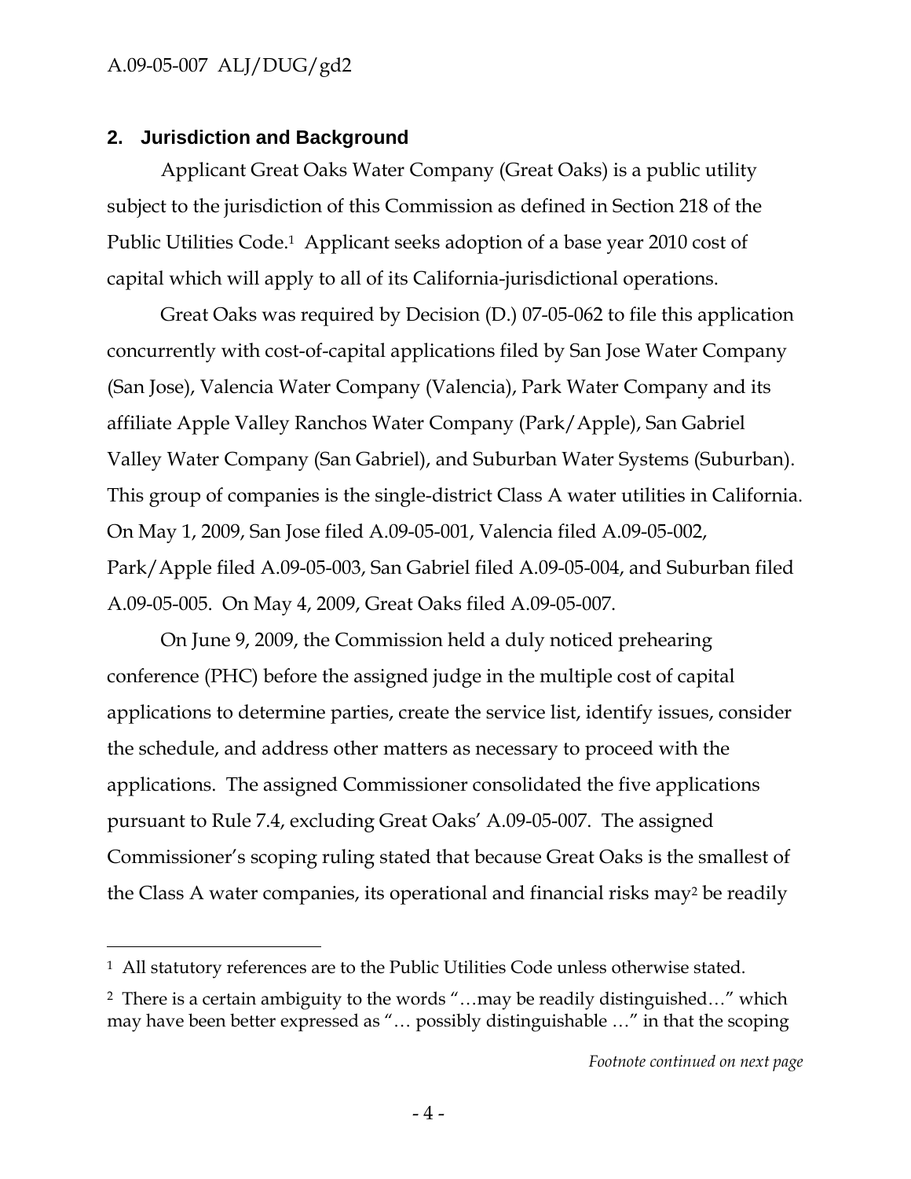## 2. Jurisdiction and Background

Applicant Great Oaks Water Company (Great Oaks) is a public utility subject to the jurisdiction of this Commission as defined in Section 218 of the Public Utilities Code.[1] Applicant seeks adoption of a base year 2010 cost of capital which will apply to all of its California-jurisdictional operations.

Great Oaks was required by Decision (D.) 07-05-062 to file this application concurrently with cost-of-capital applications filed by San Jose Water Company (San Jose), Valencia Water Company (Valencia), Park Water Company and its affiliate Apple Valley Ranchos Water Company (Park/Apple), San Gabriel Valley Water Company (San Gabriel), and Suburban Water Systems (Suburban). This group of companies is the single-district Class A water utilities in California. On May 1, 2009, San Jose filed A.09-05-001, Valencia filed A.09-05-002, Park/Apple filed A.09-05-003, San Gabriel filed A.09-05-004, and Suburban filed A.09-05-005. On May 4, 2009, Great Oaks filed A.09-05-007.

On June 9, 2009, the Commission held a duly noticed prehearing conference (PHC) before the assigned judge in the multiple cost of capital applications to determine parties, create the service list, identify issues, consider the schedule, and address other matters as necessary to proceed with the applications. The assigned Commissioner consolidated the five applications pursuant to Rule 7.4, excluding Great Oaks' A.09-05-007. The assigned Commissioner's scoping ruling stated that because Great Oaks is the smallest of the Class A water companies, its operational and financial risks may[2] be readily

---

[1] All statutory references are to the Public Utilities Code unless otherwise stated.

[2] There is a certain ambiguity to the words "…may be readily distinguished…" which may have been better expressed as "… possibly distinguishable …" in that the scoping

*Footnote continued on next page*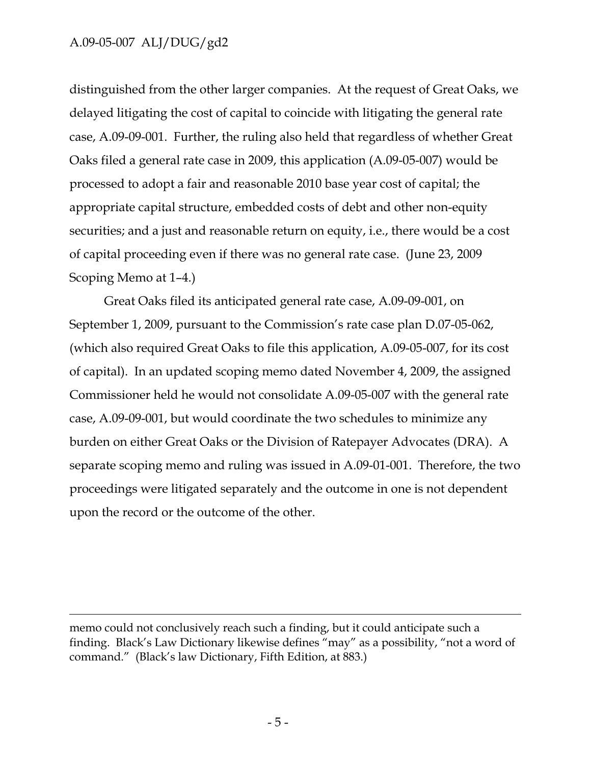distinguished from the other larger companies. At the request of Great Oaks, we delayed litigating the cost of capital to coincide with litigating the general rate case, A.09-09-001. Further, the ruling also held that regardless of whether Great Oaks filed a general rate case in 2009, this application (A.09-05-007) would be processed to adopt a fair and reasonable 2010 base year cost of capital; the appropriate capital structure, embedded costs of debt and other non-equity securities; and a just and reasonable return on equity, i.e., there would be a cost of capital proceeding even if there was no general rate case. (June 23, 2009 Scoping Memo at 1–4.)

Great Oaks filed its anticipated general rate case, A.09-09-001, on September 1, 2009, pursuant to the Commission's rate case plan D.07-05-062, (which also required Great Oaks to file this application, A.09-05-007, for its cost of capital). In an updated scoping memo dated November 4, 2009, the assigned Commissioner held he would not consolidate A.09-05-007 with the general rate case, A.09-09-001, but would coordinate the two schedules to minimize any burden on either Great Oaks or the Division of Ratepayer Advocates (DRA). A separate scoping memo and ruling was issued in A.09-01-001. Therefore, the two proceedings were litigated separately and the outcome in one is not dependent upon the record or the outcome of the other.

---

memo could not conclusively reach such a finding, but it could anticipate such a finding. Black's Law Dictionary likewise defines "may" as a possibility, "not a word of command." (Black's law Dictionary, Fifth Edition, at 883.)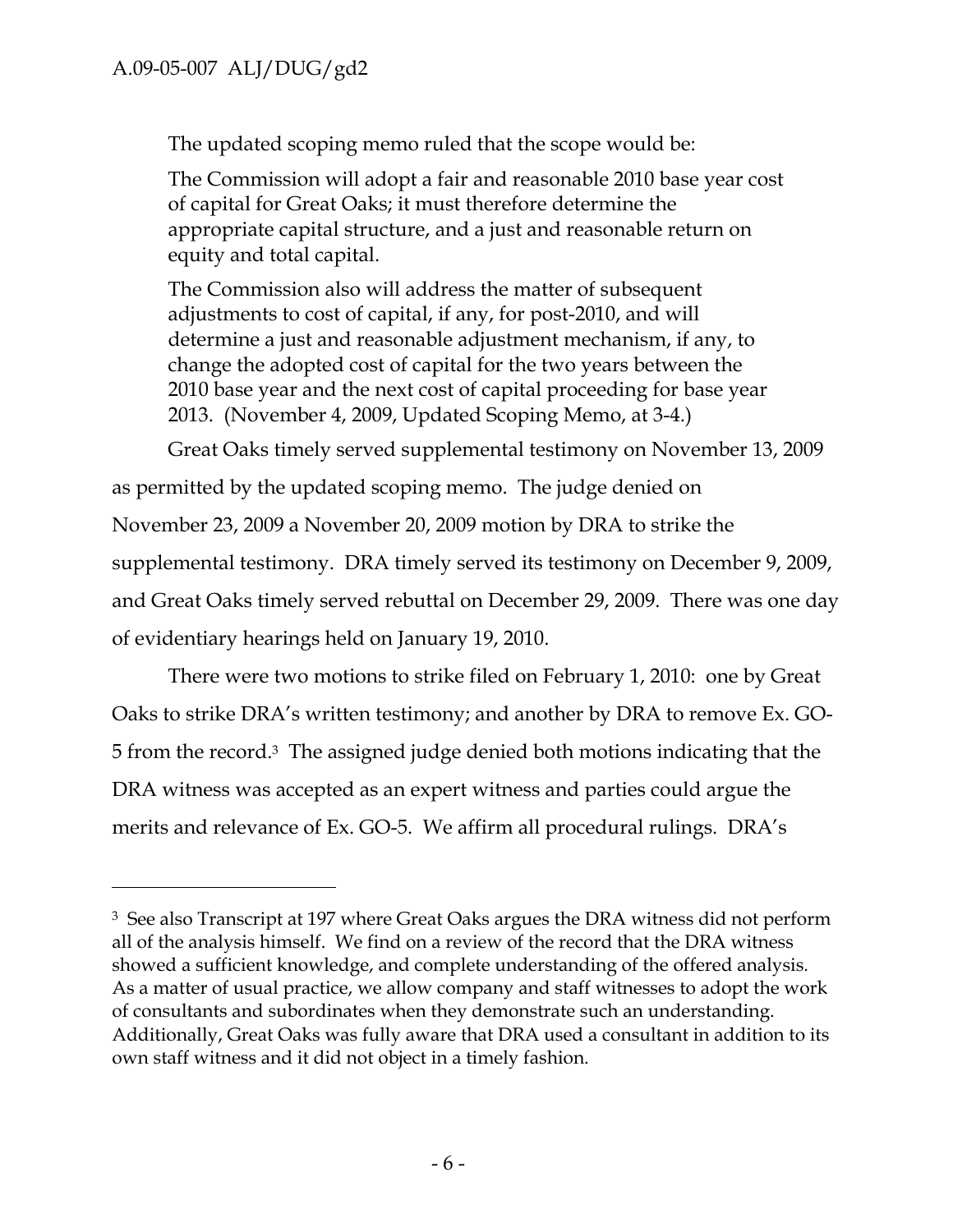The updated scoping memo ruled that the scope would be:

> The Commission will adopt a fair and reasonable 2010 base year cost of capital for Great Oaks; it must therefore determine the appropriate capital structure, and a just and reasonable return on equity and total capital.
>
> The Commission also will address the matter of subsequent adjustments to cost of capital, if any, for post-2010, and will determine a just and reasonable adjustment mechanism, if any, to change the adopted cost of capital for the two years between the 2010 base year and the next cost of capital proceeding for base year 2013. (November 4, 2009, Updated Scoping Memo, at 3-4.)

Great Oaks timely served supplemental testimony on November 13, 2009 as permitted by the updated scoping memo. The judge denied on November 23, 2009 a November 20, 2009 motion by DRA to strike the supplemental testimony. DRA timely served its testimony on December 9, 2009, and Great Oaks timely served rebuttal on December 29, 2009. There was one day of evidentiary hearings held on January 19, 2010.

There were two motions to strike filed on February 1, 2010: one by Great Oaks to strike DRA's written testimony; and another by DRA to remove Ex. GO-5 from the record.[3] The assigned judge denied both motions indicating that the DRA witness was accepted as an expert witness and parties could argue the merits and relevance of Ex. GO-5. We affirm all procedural rulings. DRA's

---

[3] See also Transcript at 197 where Great Oaks argues the DRA witness did not perform all of the analysis himself. We find on a review of the record that the DRA witness showed a sufficient knowledge, and complete understanding of the offered analysis. As a matter of usual practice, we allow company and staff witnesses to adopt the work of consultants and subordinates when they demonstrate such an understanding. Additionally, Great Oaks was fully aware that DRA used a consultant in addition to its own staff witness and it did not object in a timely fashion.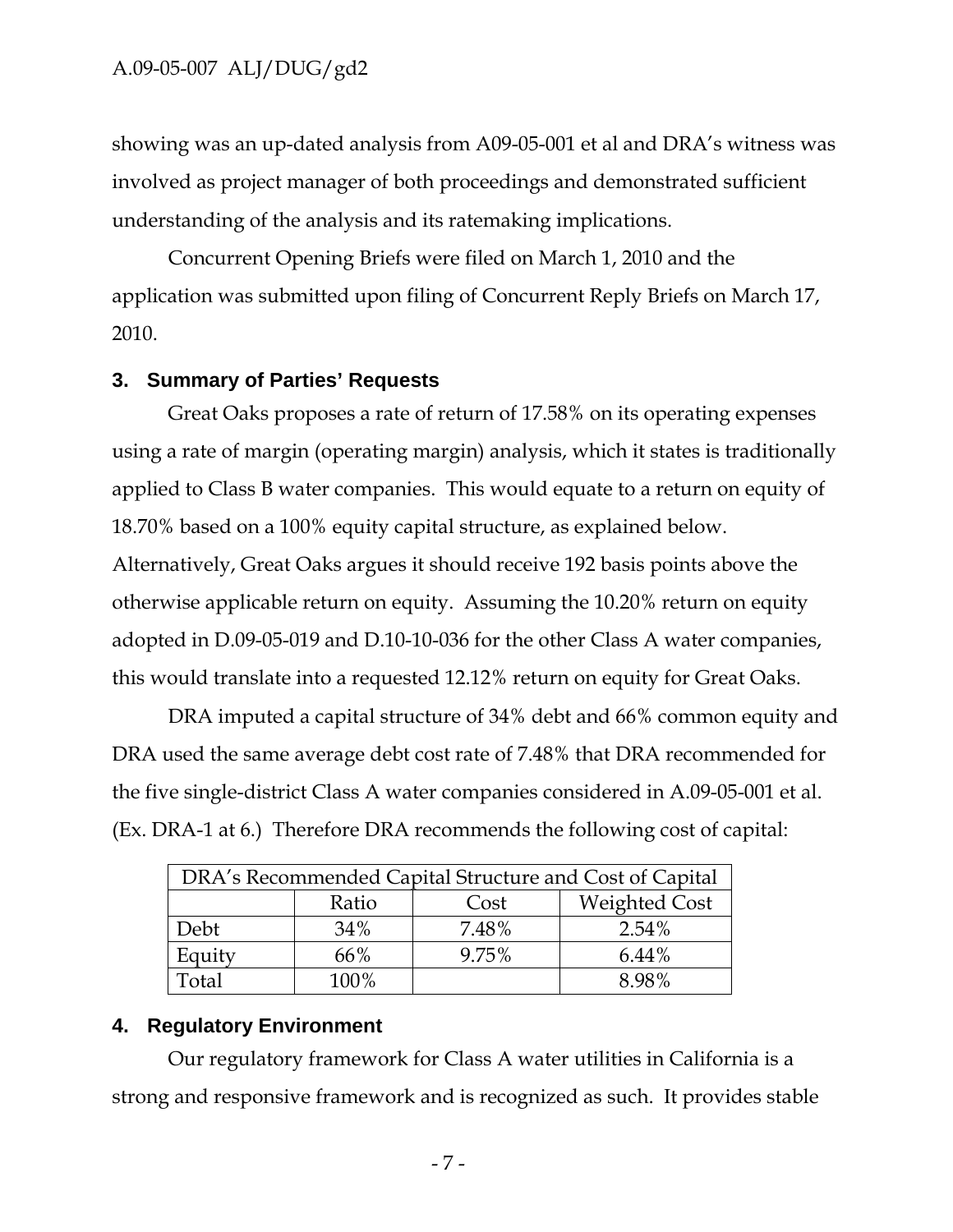showing was an up-dated analysis from A09-05-001 et al and DRA's witness was involved as project manager of both proceedings and demonstrated sufficient understanding of the analysis and its ratemaking implications.

Concurrent Opening Briefs were filed on March 1, 2010 and the application was submitted upon filing of Concurrent Reply Briefs on March 17, 2010.

## 3. Summary of Parties' Requests

Great Oaks proposes a rate of return of 17.58% on its operating expenses using a rate of margin (operating margin) analysis, which it states is traditionally applied to Class B water companies. This would equate to a return on equity of 18.70% based on a 100% equity capital structure, as explained below. Alternatively, Great Oaks argues it should receive 192 basis points above the otherwise applicable return on equity. Assuming the 10.20% return on equity adopted in D.09-05-019 and D.10-10-036 for the other Class A water companies, this would translate into a requested 12.12% return on equity for Great Oaks.

DRA imputed a capital structure of 34% debt and 66% common equity and DRA used the same average debt cost rate of 7.48% that DRA recommended for the five single-district Class A water companies considered in A.09-05-001 et al. (Ex. DRA-1 at 6.) Therefore DRA recommends the following cost of capital:

| DRA's Recommended Capital Structure and Cost of Capital | | | |
|---|---|---|---|
| | Ratio | Cost | Weighted Cost |
| Debt | 34% | 7.48% | 2.54% |
| Equity | 66% | 9.75% | 6.44% |
| Total | 100% | | 8.98% |

## 4. Regulatory Environment

Our regulatory framework for Class A water utilities in California is a strong and responsive framework and is recognized as such. It provides stable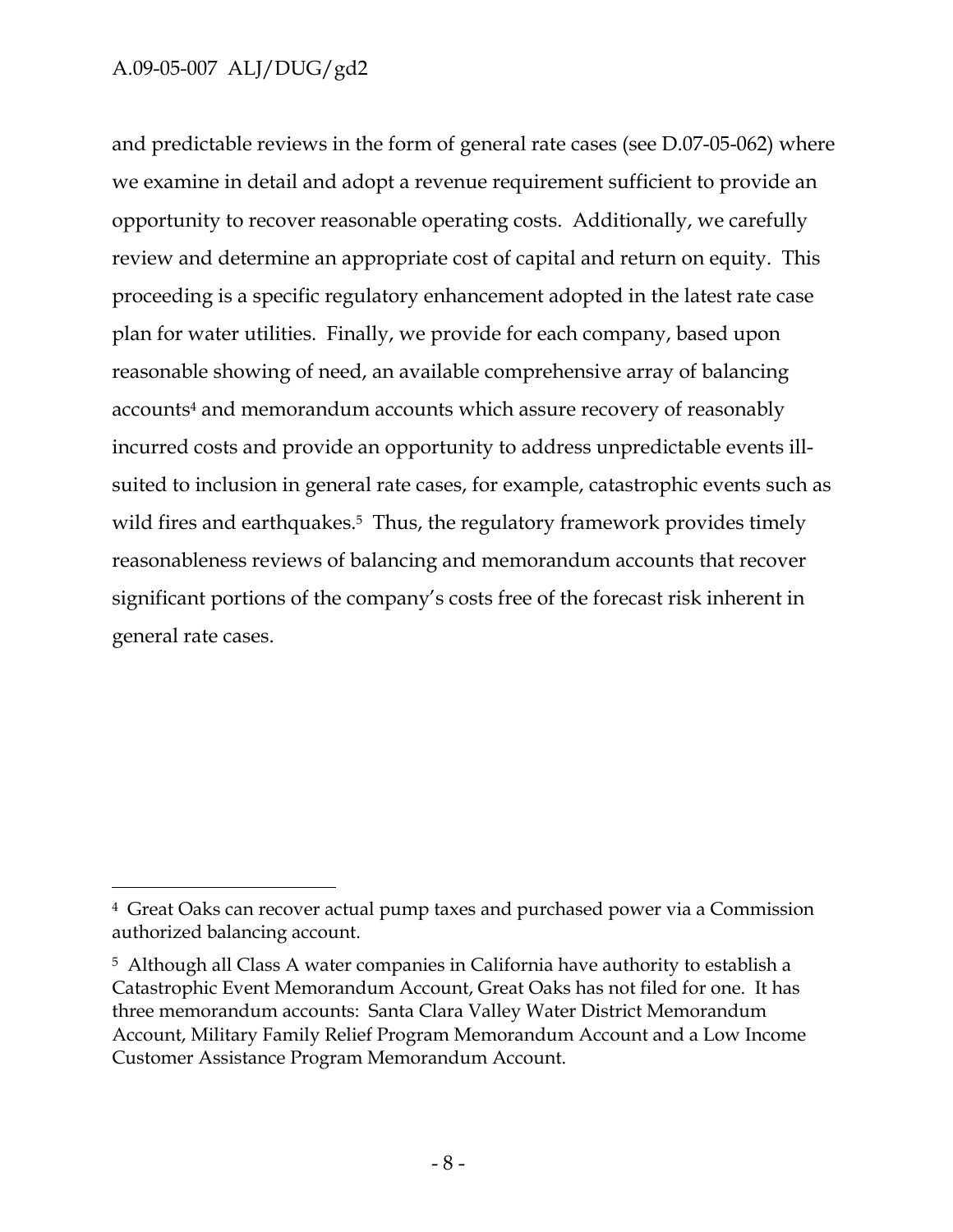and predictable reviews in the form of general rate cases (see D.07-05-062) where we examine in detail and adopt a revenue requirement sufficient to provide an opportunity to recover reasonable operating costs. Additionally, we carefully review and determine an appropriate cost of capital and return on equity. This proceeding is a specific regulatory enhancement adopted in the latest rate case plan for water utilities. Finally, we provide for each company, based upon reasonable showing of need, an available comprehensive array of balancing accounts[4] and memorandum accounts which assure recovery of reasonably incurred costs and provide an opportunity to address unpredictable events ill-suited to inclusion in general rate cases, for example, catastrophic events such as wild fires and earthquakes.[5] Thus, the regulatory framework provides timely reasonableness reviews of balancing and memorandum accounts that recover significant portions of the company's costs free of the forecast risk inherent in general rate cases.

---

[4] Great Oaks can recover actual pump taxes and purchased power via a Commission authorized balancing account.

[5] Although all Class A water companies in California have authority to establish a Catastrophic Event Memorandum Account, Great Oaks has not filed for one. It has three memorandum accounts: Santa Clara Valley Water District Memorandum Account, Military Family Relief Program Memorandum Account and a Low Income Customer Assistance Program Memorandum Account.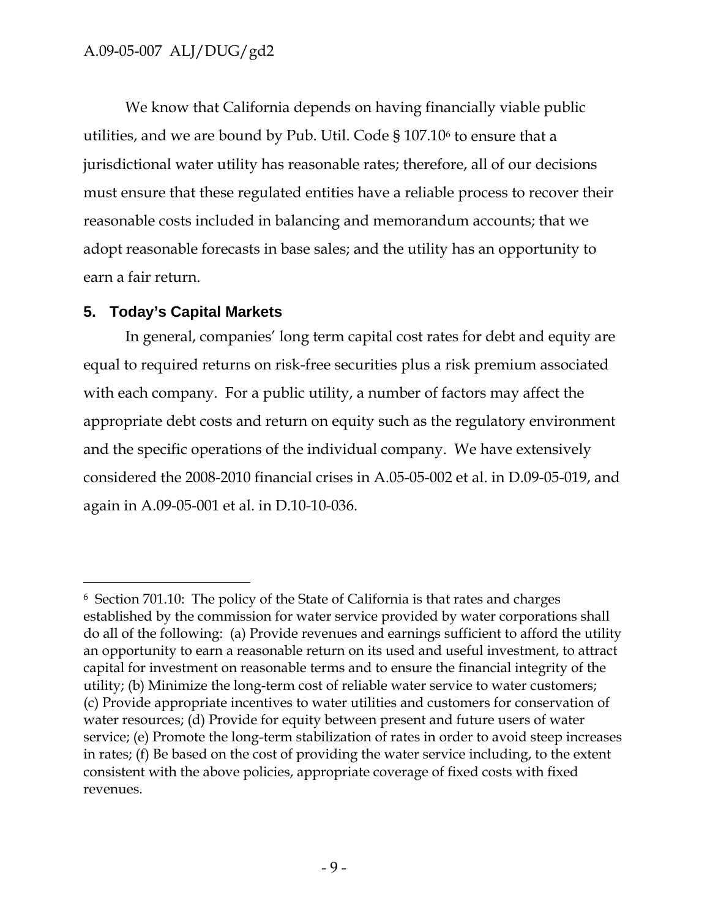We know that California depends on having financially viable public utilities, and we are bound by Pub. Util. Code § 107.10[6] to ensure that a jurisdictional water utility has reasonable rates; therefore, all of our decisions must ensure that these regulated entities have a reliable process to recover their reasonable costs included in balancing and memorandum accounts; that we adopt reasonable forecasts in base sales; and the utility has an opportunity to earn a fair return.

## 5. Today's Capital Markets

In general, companies' long term capital cost rates for debt and equity are equal to required returns on risk-free securities plus a risk premium associated with each company. For a public utility, a number of factors may affect the appropriate debt costs and return on equity such as the regulatory environment and the specific operations of the individual company. We have extensively considered the 2008-2010 financial crises in A.05-05-002 et al. in D.09-05-019, and again in A.09-05-001 et al. in D.10-10-036.

---

[6] Section 701.10: The policy of the State of California is that rates and charges established by the commission for water service provided by water corporations shall do all of the following: (a) Provide revenues and earnings sufficient to afford the utility an opportunity to earn a reasonable return on its used and useful investment, to attract capital for investment on reasonable terms and to ensure the financial integrity of the utility; (b) Minimize the long-term cost of reliable water service to water customers; (c) Provide appropriate incentives to water utilities and customers for conservation of water resources; (d) Provide for equity between present and future users of water service; (e) Promote the long-term stabilization of rates in order to avoid steep increases in rates; (f) Be based on the cost of providing the water service including, to the extent consistent with the above policies, appropriate coverage of fixed costs with fixed revenues.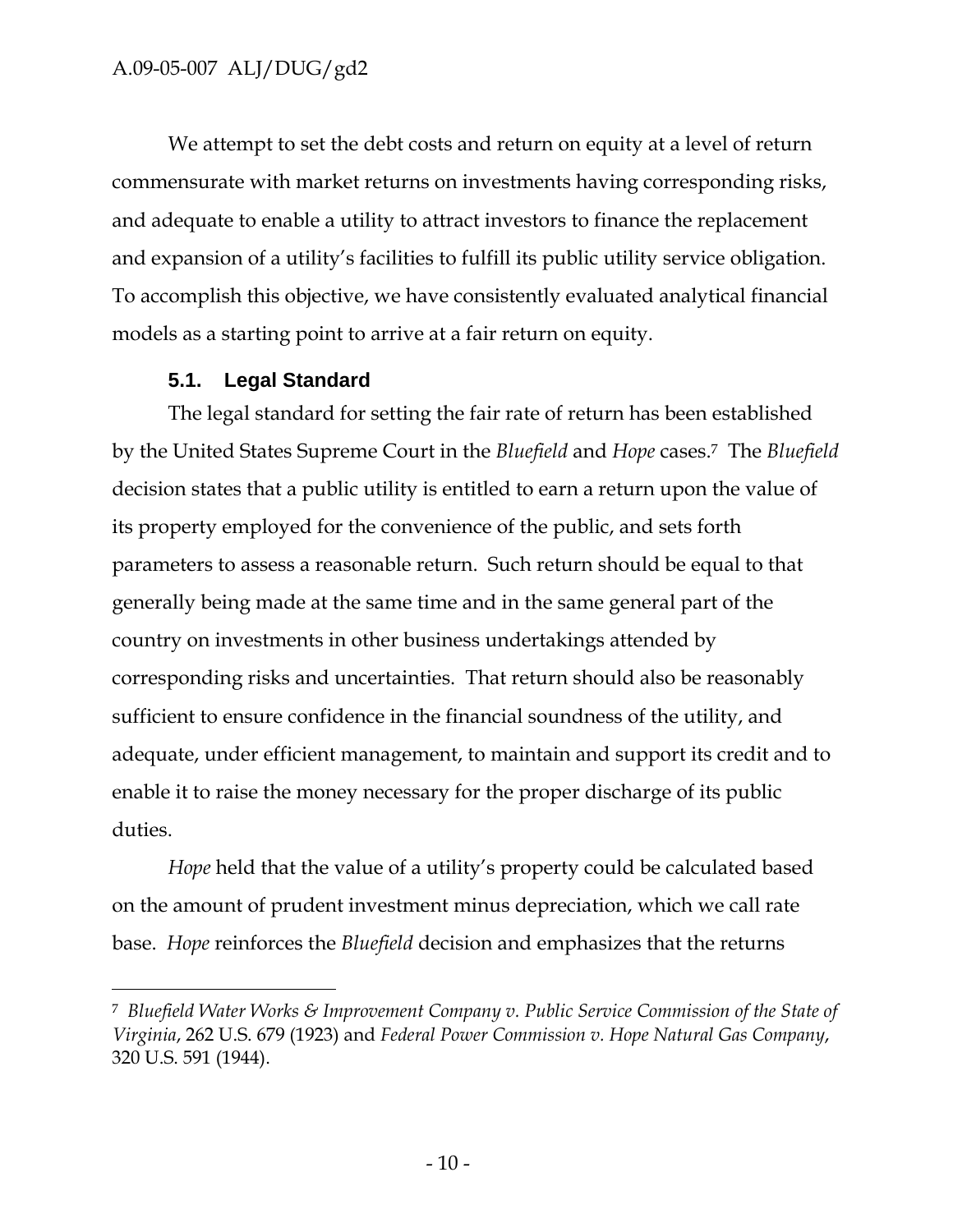We attempt to set the debt costs and return on equity at a level of return commensurate with market returns on investments having corresponding risks, and adequate to enable a utility to attract investors to finance the replacement and expansion of a utility's facilities to fulfill its public utility service obligation. To accomplish this objective, we have consistently evaluated analytical financial models as a starting point to arrive at a fair return on equity.

### 5.1. Legal Standard

The legal standard for setting the fair rate of return has been established by the United States Supreme Court in the *Bluefield* and *Hope* cases.[7] The *Bluefield* decision states that a public utility is entitled to earn a return upon the value of its property employed for the convenience of the public, and sets forth parameters to assess a reasonable return. Such return should be equal to that generally being made at the same time and in the same general part of the country on investments in other business undertakings attended by corresponding risks and uncertainties. That return should also be reasonably sufficient to ensure confidence in the financial soundness of the utility, and adequate, under efficient management, to maintain and support its credit and to enable it to raise the money necessary for the proper discharge of its public duties.

*Hope* held that the value of a utility's property could be calculated based on the amount of prudent investment minus depreciation, which we call rate base. *Hope* reinforces the *Bluefield* decision and emphasizes that the returns

---

[7] *Bluefield Water Works & Improvement Company v. Public Service Commission of the State of Virginia*, 262 U.S. 679 (1923) and *Federal Power Commission v. Hope Natural Gas Company*, 320 U.S. 591 (1944).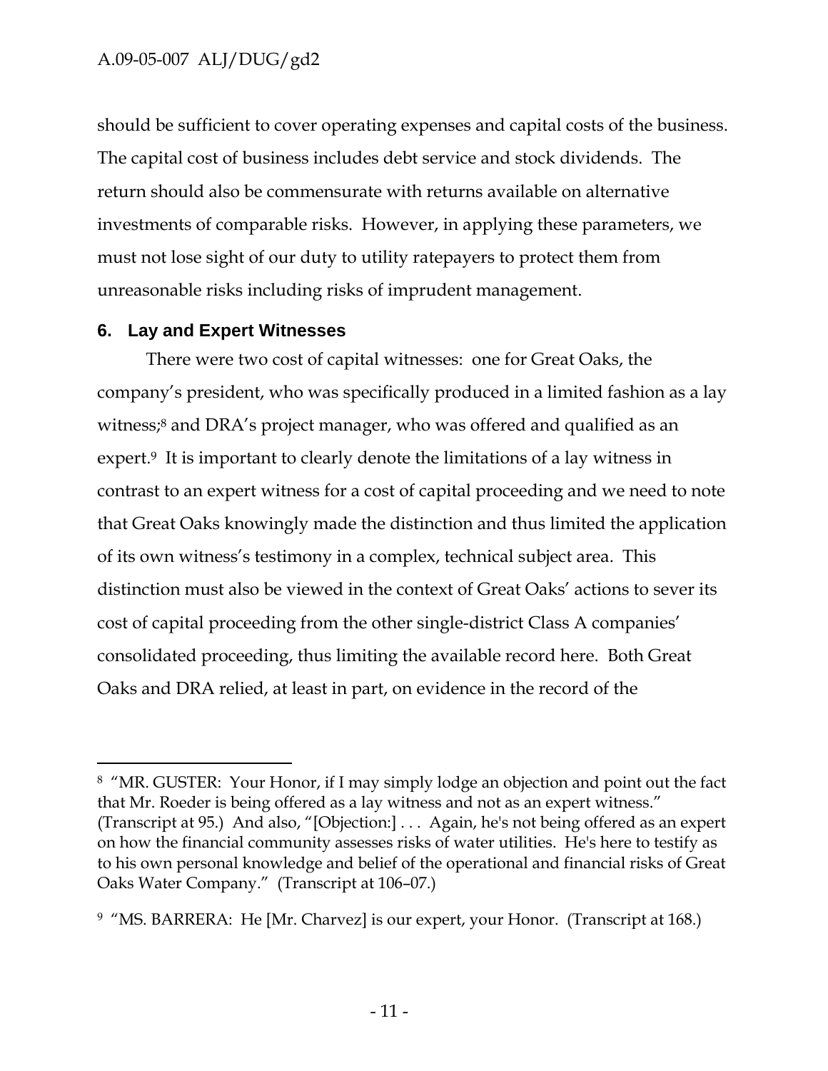should be sufficient to cover operating expenses and capital costs of the business. The capital cost of business includes debt service and stock dividends. The return should also be commensurate with returns available on alternative investments of comparable risks. However, in applying these parameters, we must not lose sight of our duty to utility ratepayers to protect them from unreasonable risks including risks of imprudent management.

## 6. Lay and Expert Witnesses

There were two cost of capital witnesses: one for Great Oaks, the company's president, who was specifically produced in a limited fashion as a lay witness;[8] and DRA's project manager, who was offered and qualified as an expert.[9] It is important to clearly denote the limitations of a lay witness in contrast to an expert witness for a cost of capital proceeding and we need to note that Great Oaks knowingly made the distinction and thus limited the application of its own witness's testimony in a complex, technical subject area. This distinction must also be viewed in the context of Great Oaks' actions to sever its cost of capital proceeding from the other single-district Class A companies' consolidated proceeding, thus limiting the available record here. Both Great Oaks and DRA relied, at least in part, on evidence in the record of the

---

[8] "MR. GUSTER: Your Honor, if I may simply lodge an objection and point out the fact that Mr. Roeder is being offered as a lay witness and not as an expert witness." (Transcript at 95.) And also, "[Objection:] . . . Again, he's not being offered as an expert on how the financial community assesses risks of water utilities. He's here to testify as to his own personal knowledge and belief of the operational and financial risks of Great Oaks Water Company." (Transcript at 106–07.)

[9] "MS. BARRERA: He [Mr. Charvez] is our expert, your Honor. (Transcript at 168.)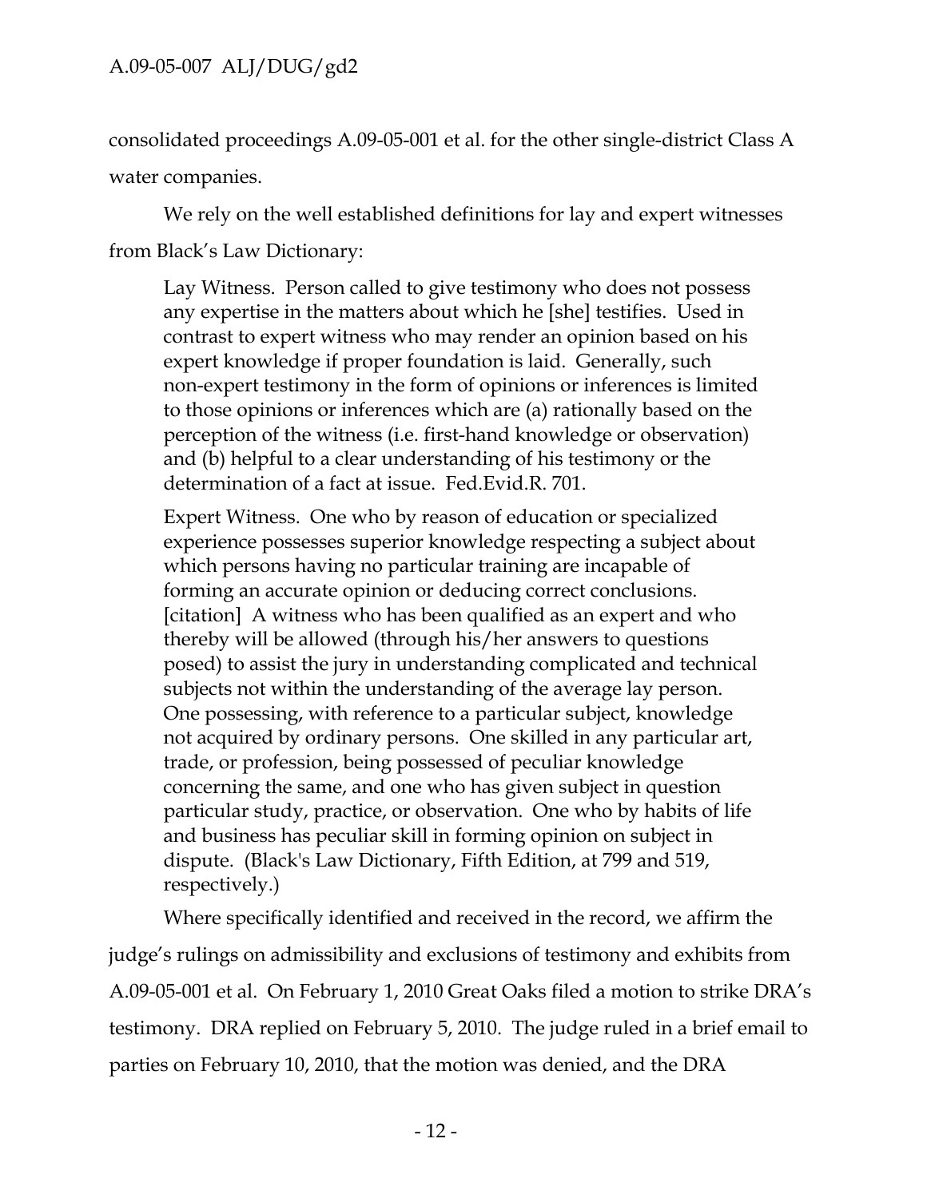consolidated proceedings A.09-05-001 et al. for the other single-district Class A water companies.

We rely on the well established definitions for lay and expert witnesses from Black's Law Dictionary:

> Lay Witness. Person called to give testimony who does not possess any expertise in the matters about which he [she] testifies. Used in contrast to expert witness who may render an opinion based on his expert knowledge if proper foundation is laid. Generally, such non-expert testimony in the form of opinions or inferences is limited to those opinions or inferences which are (a) rationally based on the perception of the witness (i.e. first-hand knowledge or observation) and (b) helpful to a clear understanding of his testimony or the determination of a fact at issue. Fed.Evid.R. 701.
>
> Expert Witness. One who by reason of education or specialized experience possesses superior knowledge respecting a subject about which persons having no particular training are incapable of forming an accurate opinion or deducing correct conclusions. [citation] A witness who has been qualified as an expert and who thereby will be allowed (through his/her answers to questions posed) to assist the jury in understanding complicated and technical subjects not within the understanding of the average lay person. One possessing, with reference to a particular subject, knowledge not acquired by ordinary persons. One skilled in any particular art, trade, or profession, being possessed of peculiar knowledge concerning the same, and one who has given subject in question particular study, practice, or observation. One who by habits of life and business has peculiar skill in forming opinion on subject in dispute. (Black's Law Dictionary, Fifth Edition, at 799 and 519, respectively.)

Where specifically identified and received in the record, we affirm the judge's rulings on admissibility and exclusions of testimony and exhibits from A.09-05-001 et al. On February 1, 2010 Great Oaks filed a motion to strike DRA's testimony. DRA replied on February 5, 2010. The judge ruled in a brief email to parties on February 10, 2010, that the motion was denied, and the DRA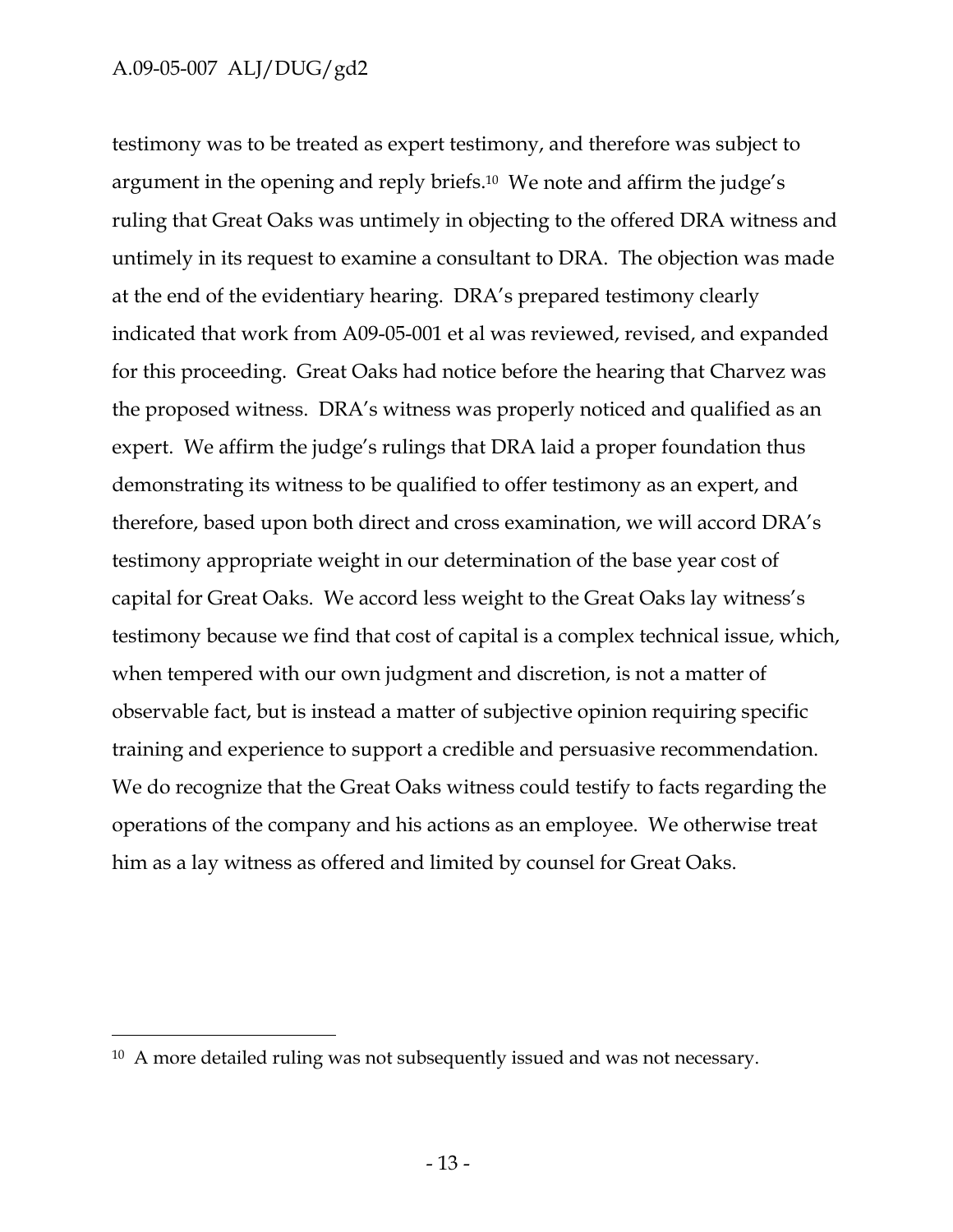testimony was to be treated as expert testimony, and therefore was subject to argument in the opening and reply briefs.[10] We note and affirm the judge's ruling that Great Oaks was untimely in objecting to the offered DRA witness and untimely in its request to examine a consultant to DRA. The objection was made at the end of the evidentiary hearing. DRA's prepared testimony clearly indicated that work from A09-05-001 et al was reviewed, revised, and expanded for this proceeding. Great Oaks had notice before the hearing that Charvez was the proposed witness. DRA's witness was properly noticed and qualified as an expert. We affirm the judge's rulings that DRA laid a proper foundation thus demonstrating its witness to be qualified to offer testimony as an expert, and therefore, based upon both direct and cross examination, we will accord DRA's testimony appropriate weight in our determination of the base year cost of capital for Great Oaks. We accord less weight to the Great Oaks lay witness's testimony because we find that cost of capital is a complex technical issue, which, when tempered with our own judgment and discretion, is not a matter of observable fact, but is instead a matter of subjective opinion requiring specific training and experience to support a credible and persuasive recommendation. We do recognize that the Great Oaks witness could testify to facts regarding the operations of the company and his actions as an employee. We otherwise treat him as a lay witness as offered and limited by counsel for Great Oaks.

---

[10] A more detailed ruling was not subsequently issued and was not necessary.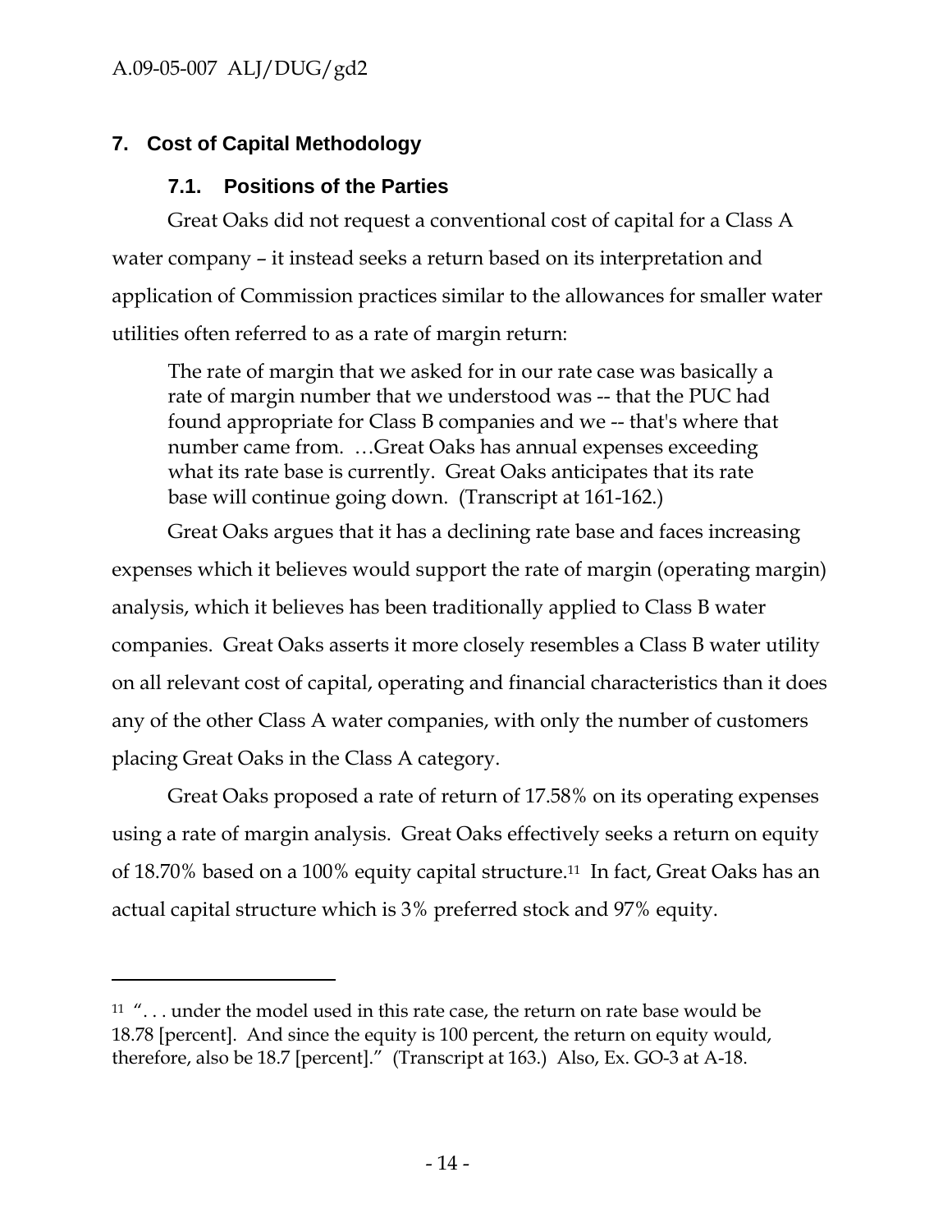## 7. Cost of Capital Methodology

### 7.1. Positions of the Parties

Great Oaks did not request a conventional cost of capital for a Class A water company – it instead seeks a return based on its interpretation and application of Commission practices similar to the allowances for smaller water utilities often referred to as a rate of margin return:

> The rate of margin that we asked for in our rate case was basically a rate of margin number that we understood was -- that the PUC had found appropriate for Class B companies and we -- that's where that number came from. …Great Oaks has annual expenses exceeding what its rate base is currently. Great Oaks anticipates that its rate base will continue going down. (Transcript at 161-162.)

Great Oaks argues that it has a declining rate base and faces increasing expenses which it believes would support the rate of margin (operating margin) analysis, which it believes has been traditionally applied to Class B water companies. Great Oaks asserts it more closely resembles a Class B water utility on all relevant cost of capital, operating and financial characteristics than it does any of the other Class A water companies, with only the number of customers placing Great Oaks in the Class A category.

Great Oaks proposed a rate of return of 17.58% on its operating expenses using a rate of margin analysis. Great Oaks effectively seeks a return on equity of 18.70% based on a 100% equity capital structure.[11] In fact, Great Oaks has an actual capital structure which is 3% preferred stock and 97% equity.

---

[11] ". . . under the model used in this rate case, the return on rate base would be 18.78 [percent]. And since the equity is 100 percent, the return on equity would, therefore, also be 18.7 [percent]." (Transcript at 163.) Also, Ex. GO-3 at A-18.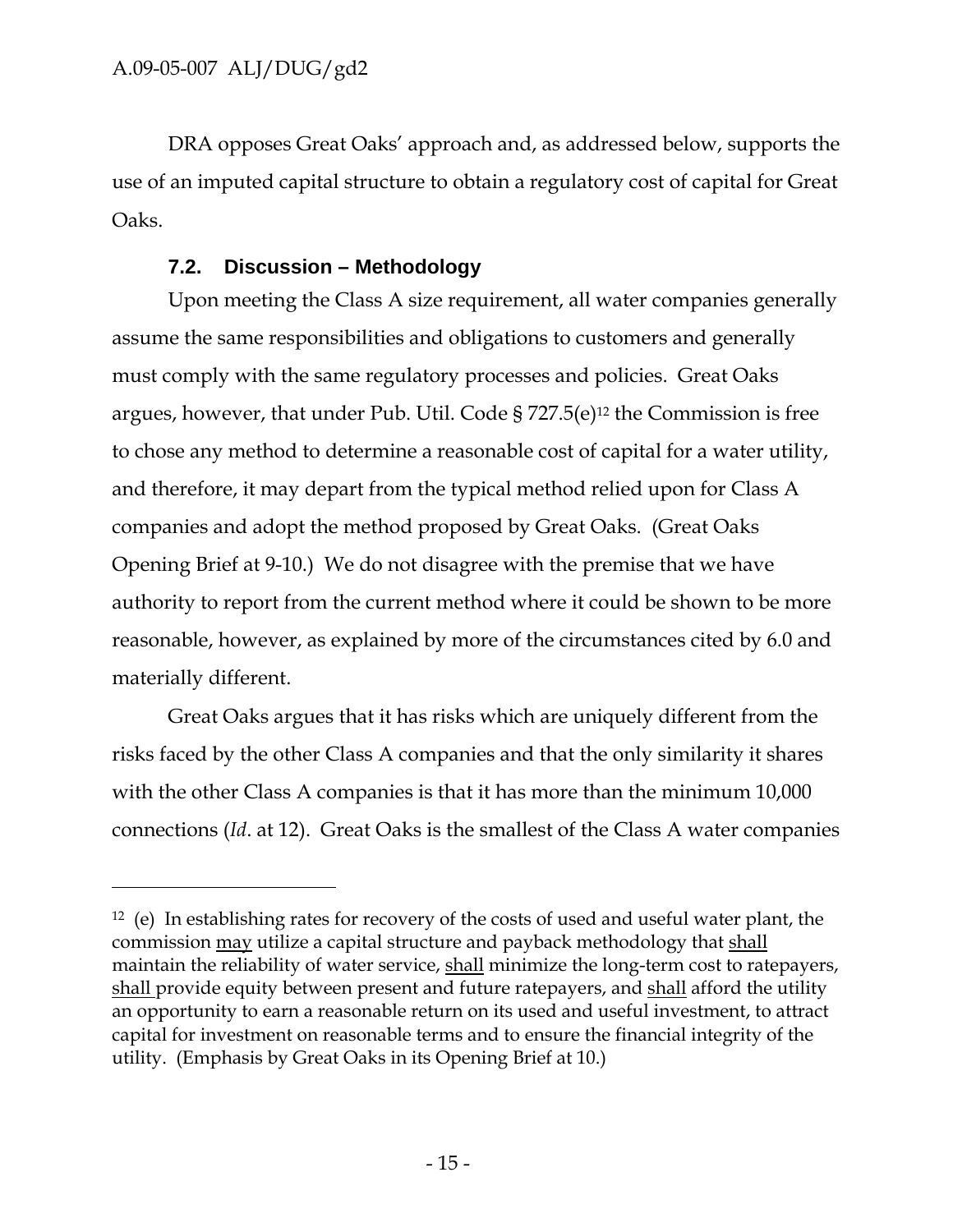DRA opposes Great Oaks' approach and, as addressed below, supports the use of an imputed capital structure to obtain a regulatory cost of capital for Great Oaks.

### 7.2. Discussion – Methodology

Upon meeting the Class A size requirement, all water companies generally assume the same responsibilities and obligations to customers and generally must comply with the same regulatory processes and policies. Great Oaks argues, however, that under Pub. Util. Code § 727.5(e)[12] the Commission is free to chose any method to determine a reasonable cost of capital for a water utility, and therefore, it may depart from the typical method relied upon for Class A companies and adopt the method proposed by Great Oaks. (Great Oaks Opening Brief at 9-10.) We do not disagree with the premise that we have authority to report from the current method where it could be shown to be more reasonable, however, as explained by more of the circumstances cited by 6.0 and materially different.

Great Oaks argues that it has risks which are uniquely different from the risks faced by the other Class A companies and that the only similarity it shares with the other Class A companies is that it has more than the minimum 10,000 connections (*Id*. at 12). Great Oaks is the smallest of the Class A water companies

---

[12] (e) In establishing rates for recovery of the costs of used and useful water plant, the commission <u>may</u> utilize a capital structure and payback methodology that <u>shall</u> maintain the reliability of water service, <u>shall</u> minimize the long-term cost to ratepayers, <u>shall</u> provide equity between present and future ratepayers, and <u>shall</u> afford the utility an opportunity to earn a reasonable return on its used and useful investment, to attract capital for investment on reasonable terms and to ensure the financial integrity of the utility. (Emphasis by Great Oaks in its Opening Brief at 10.)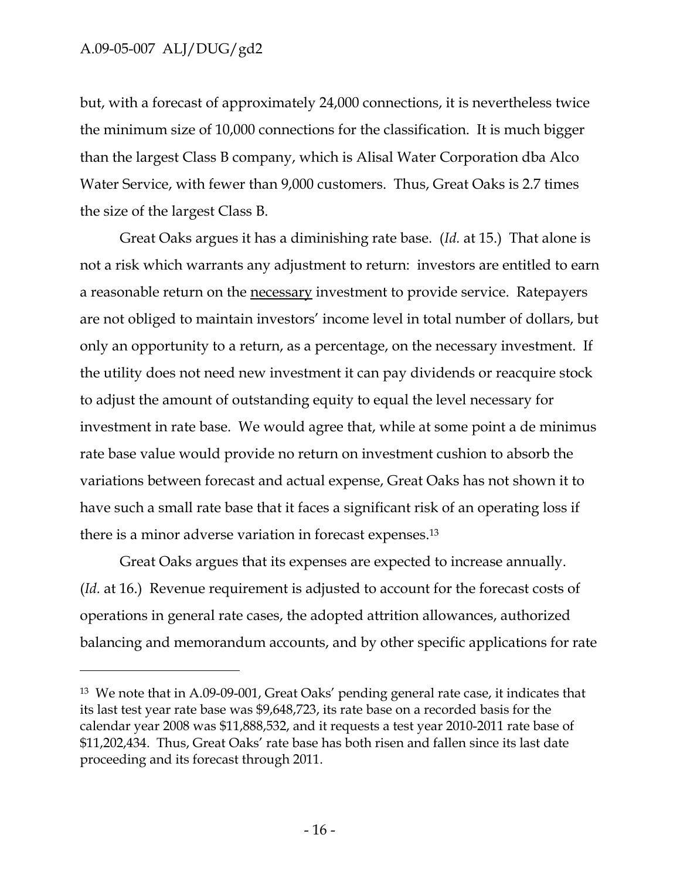but, with a forecast of approximately 24,000 connections, it is nevertheless twice the minimum size of 10,000 connections for the classification. It is much bigger than the largest Class B company, which is Alisal Water Corporation dba Alco Water Service, with fewer than 9,000 customers. Thus, Great Oaks is 2.7 times the size of the largest Class B.

Great Oaks argues it has a diminishing rate base. (*Id.* at 15.) That alone is not a risk which warrants any adjustment to return: investors are entitled to earn a reasonable return on the <u>necessary</u> investment to provide service. Ratepayers are not obliged to maintain investors' income level in total number of dollars, but only an opportunity to a return, as a percentage, on the necessary investment. If the utility does not need new investment it can pay dividends or reacquire stock to adjust the amount of outstanding equity to equal the level necessary for investment in rate base. We would agree that, while at some point a de minimus rate base value would provide no return on investment cushion to absorb the variations between forecast and actual expense, Great Oaks has not shown it to have such a small rate base that it faces a significant risk of an operating loss if there is a minor adverse variation in forecast expenses.[13]

Great Oaks argues that its expenses are expected to increase annually. (*Id.* at 16.) Revenue requirement is adjusted to account for the forecast costs of operations in general rate cases, the adopted attrition allowances, authorized balancing and memorandum accounts, and by other specific applications for rate

---

[13] We note that in A.09-09-001, Great Oaks' pending general rate case, it indicates that its last test year rate base was $9,648,723, its rate base on a recorded basis for the calendar year 2008 was $11,888,532, and it requests a test year 2010-2011 rate base of $11,202,434. Thus, Great Oaks' rate base has both risen and fallen since its last date proceeding and its forecast through 2011.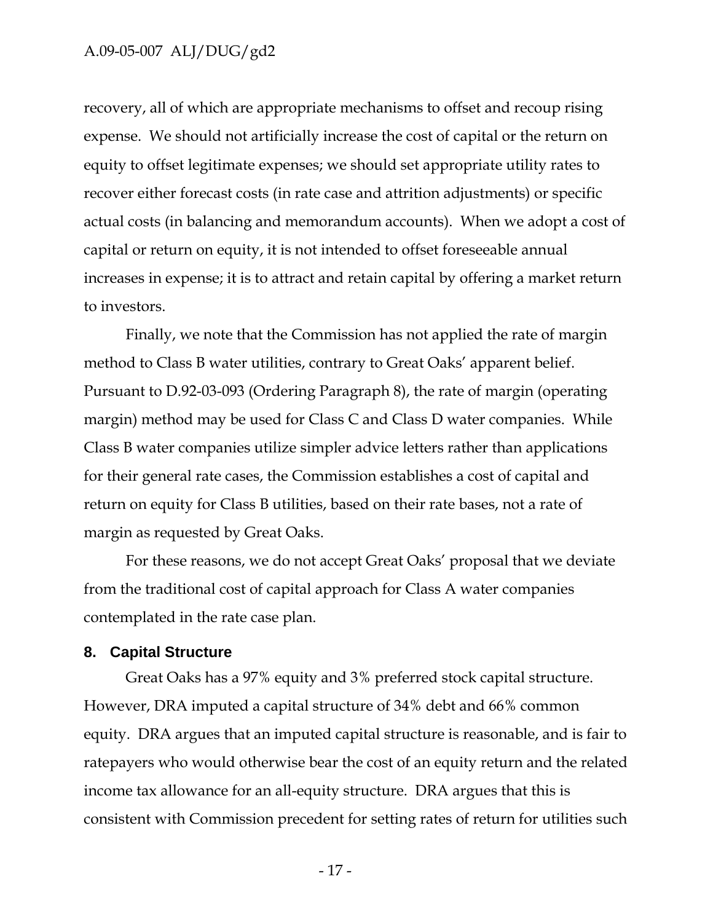recovery, all of which are appropriate mechanisms to offset and recoup rising expense. We should not artificially increase the cost of capital or the return on equity to offset legitimate expenses; we should set appropriate utility rates to recover either forecast costs (in rate case and attrition adjustments) or specific actual costs (in balancing and memorandum accounts). When we adopt a cost of capital or return on equity, it is not intended to offset foreseeable annual increases in expense; it is to attract and retain capital by offering a market return to investors.

Finally, we note that the Commission has not applied the rate of margin method to Class B water utilities, contrary to Great Oaks' apparent belief. Pursuant to D.92-03-093 (Ordering Paragraph 8), the rate of margin (operating margin) method may be used for Class C and Class D water companies. While Class B water companies utilize simpler advice letters rather than applications for their general rate cases, the Commission establishes a cost of capital and return on equity for Class B utilities, based on their rate bases, not a rate of margin as requested by Great Oaks.

For these reasons, we do not accept Great Oaks' proposal that we deviate from the traditional cost of capital approach for Class A water companies contemplated in the rate case plan.

## 8. Capital Structure

Great Oaks has a 97% equity and 3% preferred stock capital structure. However, DRA imputed a capital structure of 34% debt and 66% common equity. DRA argues that an imputed capital structure is reasonable, and is fair to ratepayers who would otherwise bear the cost of an equity return and the related income tax allowance for an all-equity structure. DRA argues that this is consistent with Commission precedent for setting rates of return for utilities such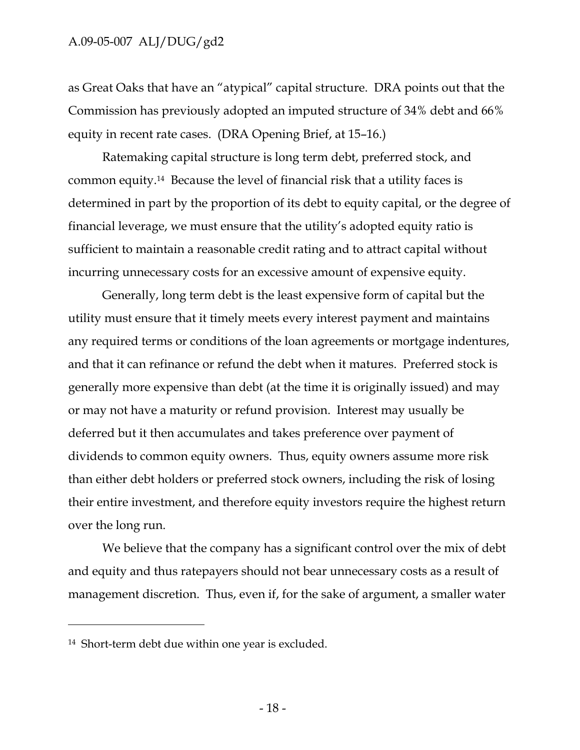as Great Oaks that have an "atypical" capital structure. DRA points out that the Commission has previously adopted an imputed structure of 34% debt and 66% equity in recent rate cases. (DRA Opening Brief, at 15–16.)

Ratemaking capital structure is long term debt, preferred stock, and common equity.[14] Because the level of financial risk that a utility faces is determined in part by the proportion of its debt to equity capital, or the degree of financial leverage, we must ensure that the utility's adopted equity ratio is sufficient to maintain a reasonable credit rating and to attract capital without incurring unnecessary costs for an excessive amount of expensive equity.

Generally, long term debt is the least expensive form of capital but the utility must ensure that it timely meets every interest payment and maintains any required terms or conditions of the loan agreements or mortgage indentures, and that it can refinance or refund the debt when it matures. Preferred stock is generally more expensive than debt (at the time it is originally issued) and may or may not have a maturity or refund provision. Interest may usually be deferred but it then accumulates and takes preference over payment of dividends to common equity owners. Thus, equity owners assume more risk than either debt holders or preferred stock owners, including the risk of losing their entire investment, and therefore equity investors require the highest return over the long run.

We believe that the company has a significant control over the mix of debt and equity and thus ratepayers should not bear unnecessary costs as a result of management discretion. Thus, even if, for the sake of argument, a smaller water

---

[14] Short-term debt due within one year is excluded.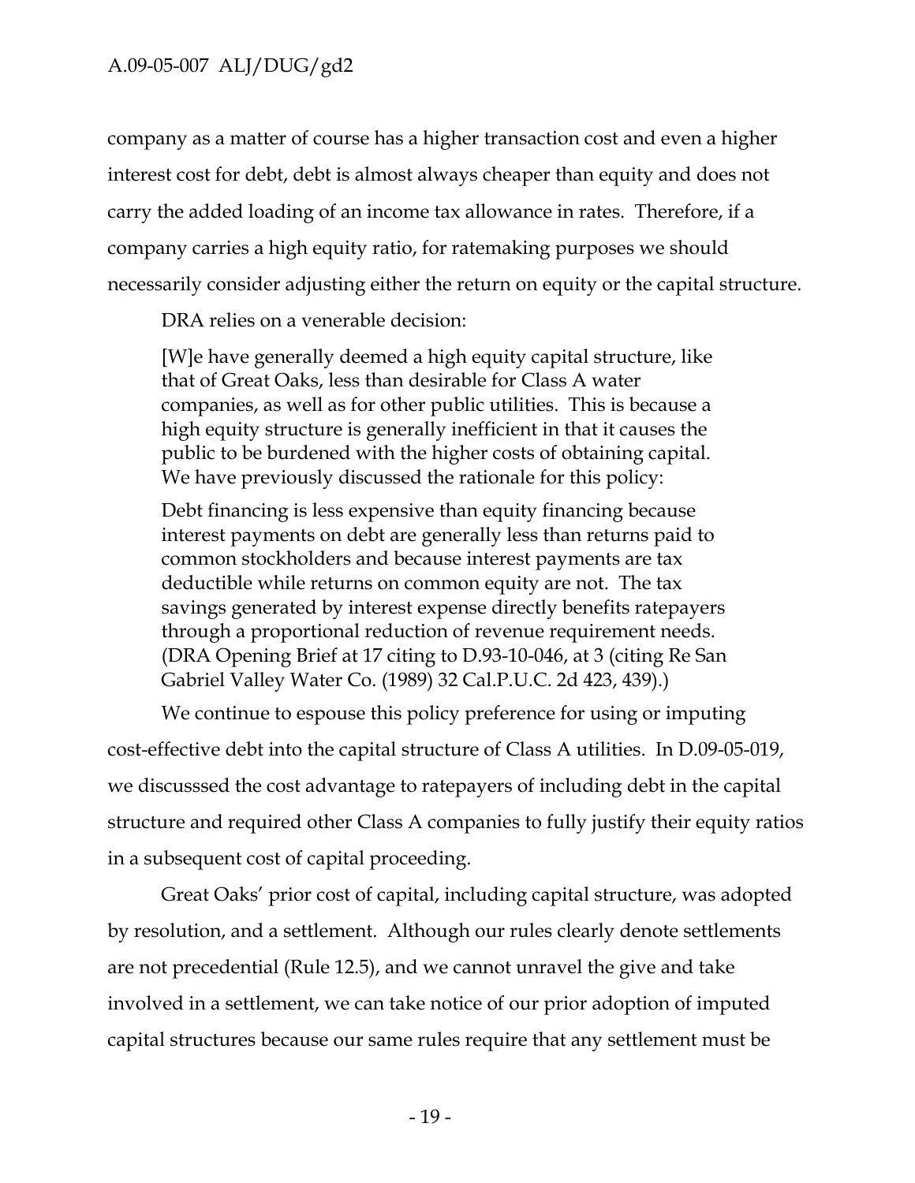company as a matter of course has a higher transaction cost and even a higher interest cost for debt, debt is almost always cheaper than equity and does not carry the added loading of an income tax allowance in rates. Therefore, if a company carries a high equity ratio, for ratemaking purposes we should necessarily consider adjusting either the return on equity or the capital structure.

DRA relies on a venerable decision:

> [W]e have generally deemed a high equity capital structure, like that of Great Oaks, less than desirable for Class A water companies, as well as for other public utilities. This is because a high equity structure is generally inefficient in that it causes the public to be burdened with the higher costs of obtaining capital. We have previously discussed the rationale for this policy:
>
> Debt financing is less expensive than equity financing because interest payments on debt are generally less than returns paid to common stockholders and because interest payments are tax deductible while returns on common equity are not. The tax savings generated by interest expense directly benefits ratepayers through a proportional reduction of revenue requirement needs. (DRA Opening Brief at 17 citing to D.93-10-046, at 3 (citing Re San Gabriel Valley Water Co. (1989) 32 Cal.P.U.C. 2d 423, 439).)

We continue to espouse this policy preference for using or imputing cost-effective debt into the capital structure of Class A utilities. In D.09-05-019, we discusssed the cost advantage to ratepayers of including debt in the capital structure and required other Class A companies to fully justify their equity ratios in a subsequent cost of capital proceeding.

Great Oaks' prior cost of capital, including capital structure, was adopted by resolution, and a settlement. Although our rules clearly denote settlements are not precedential (Rule 12.5), and we cannot unravel the give and take involved in a settlement, we can take notice of our prior adoption of imputed capital structures because our same rules require that any settlement must be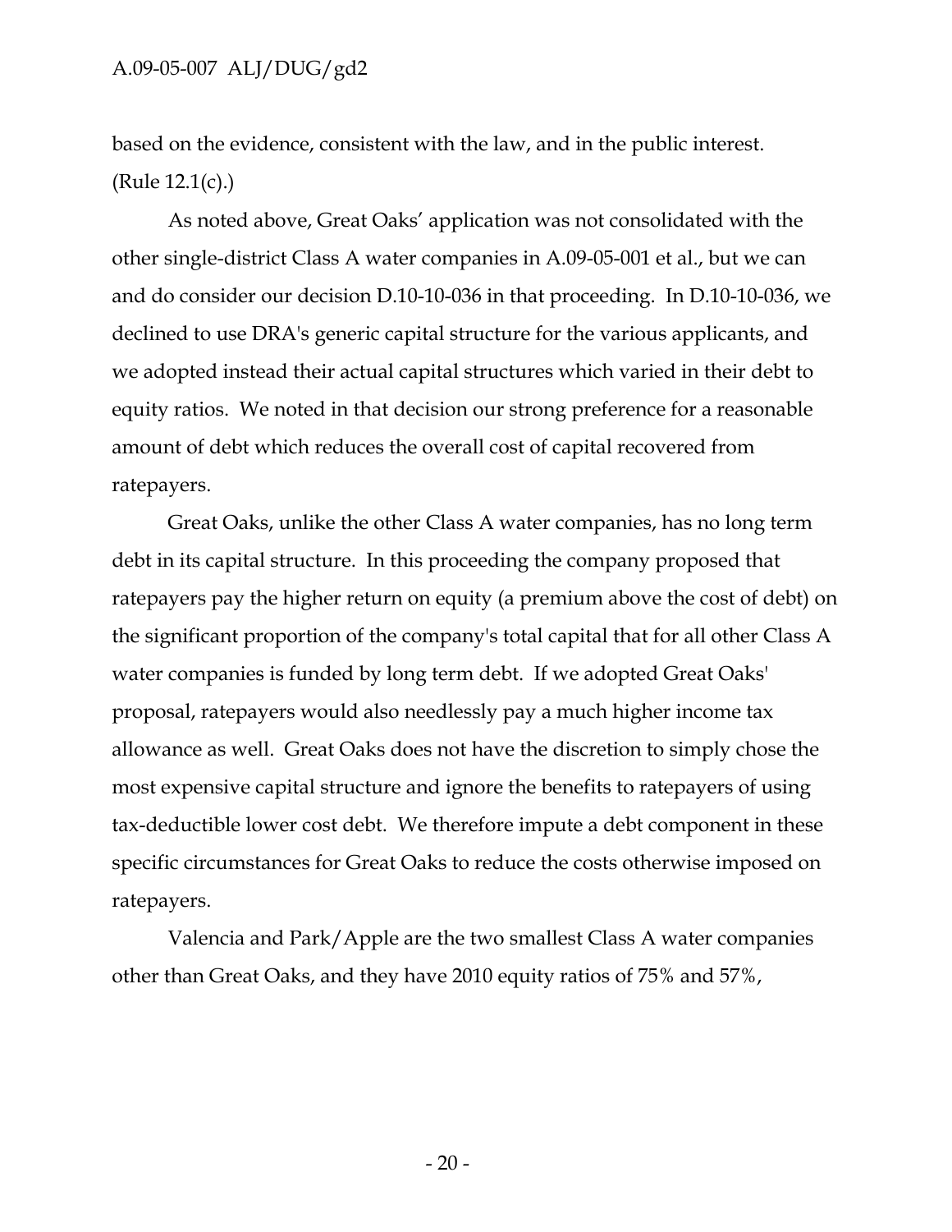based on the evidence, consistent with the law, and in the public interest. (Rule 12.1(c).)

As noted above, Great Oaks' application was not consolidated with the other single-district Class A water companies in A.09-05-001 et al., but we can and do consider our decision D.10-10-036 in that proceeding. In D.10-10-036, we declined to use DRA's generic capital structure for the various applicants, and we adopted instead their actual capital structures which varied in their debt to equity ratios. We noted in that decision our strong preference for a reasonable amount of debt which reduces the overall cost of capital recovered from ratepayers.

Great Oaks, unlike the other Class A water companies, has no long term debt in its capital structure. In this proceeding the company proposed that ratepayers pay the higher return on equity (a premium above the cost of debt) on the significant proportion of the company's total capital that for all other Class A water companies is funded by long term debt. If we adopted Great Oaks' proposal, ratepayers would also needlessly pay a much higher income tax allowance as well. Great Oaks does not have the discretion to simply chose the most expensive capital structure and ignore the benefits to ratepayers of using tax-deductible lower cost debt. We therefore impute a debt component in these specific circumstances for Great Oaks to reduce the costs otherwise imposed on ratepayers.

Valencia and Park/Apple are the two smallest Class A water companies other than Great Oaks, and they have 2010 equity ratios of 75% and 57%,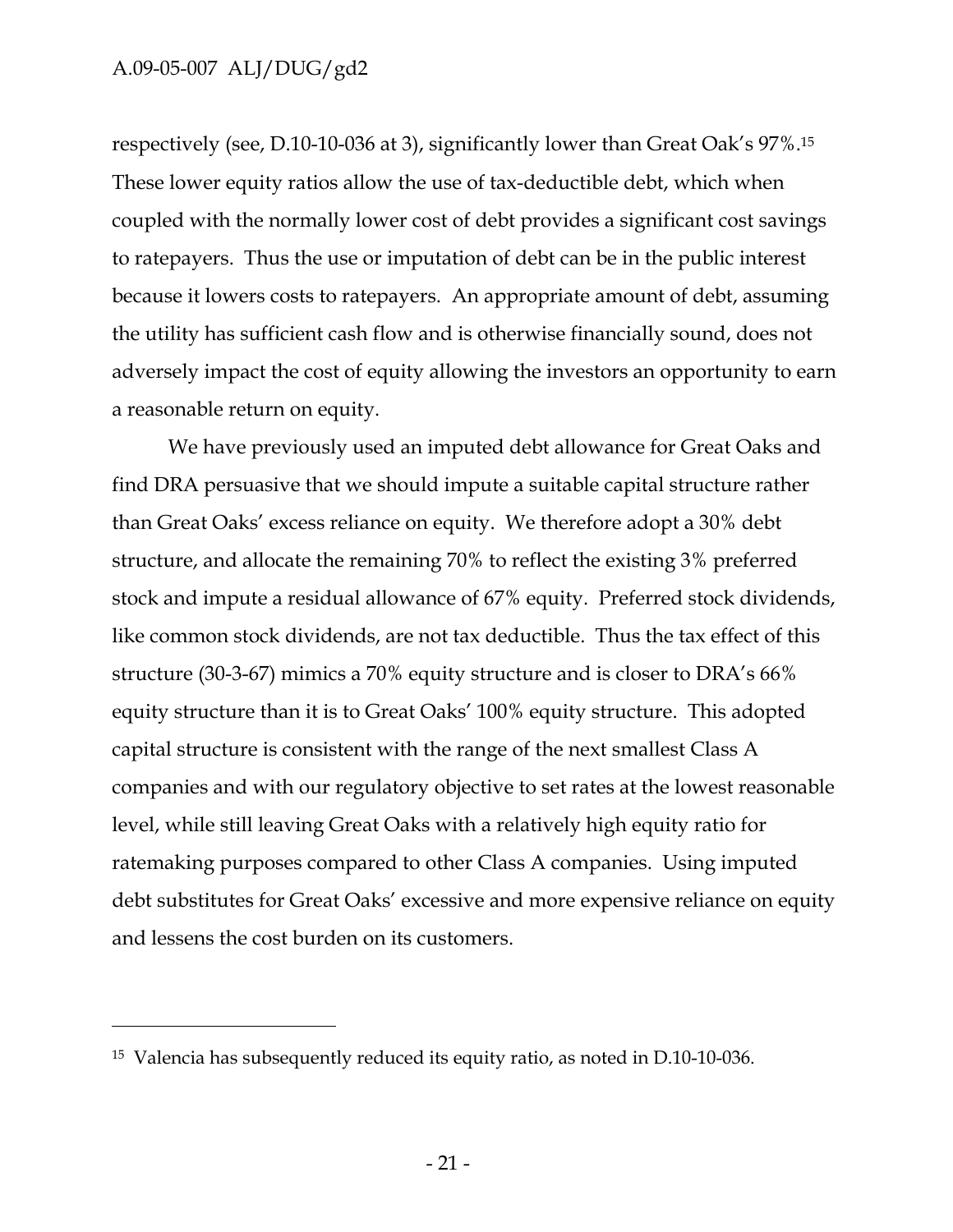respectively (see, D.10-10-036 at 3), significantly lower than Great Oak's 97%.[15] These lower equity ratios allow the use of tax-deductible debt, which when coupled with the normally lower cost of debt provides a significant cost savings to ratepayers. Thus the use or imputation of debt can be in the public interest because it lowers costs to ratepayers. An appropriate amount of debt, assuming the utility has sufficient cash flow and is otherwise financially sound, does not adversely impact the cost of equity allowing the investors an opportunity to earn a reasonable return on equity.

We have previously used an imputed debt allowance for Great Oaks and find DRA persuasive that we should impute a suitable capital structure rather than Great Oaks' excess reliance on equity. We therefore adopt a 30% debt structure, and allocate the remaining 70% to reflect the existing 3% preferred stock and impute a residual allowance of 67% equity. Preferred stock dividends, like common stock dividends, are not tax deductible. Thus the tax effect of this structure (30-3-67) mimics a 70% equity structure and is closer to DRA's 66% equity structure than it is to Great Oaks' 100% equity structure. This adopted capital structure is consistent with the range of the next smallest Class A companies and with our regulatory objective to set rates at the lowest reasonable level, while still leaving Great Oaks with a relatively high equity ratio for ratemaking purposes compared to other Class A companies. Using imputed debt substitutes for Great Oaks' excessive and more expensive reliance on equity and lessens the cost burden on its customers.

---

[15] Valencia has subsequently reduced its equity ratio, as noted in D.10-10-036.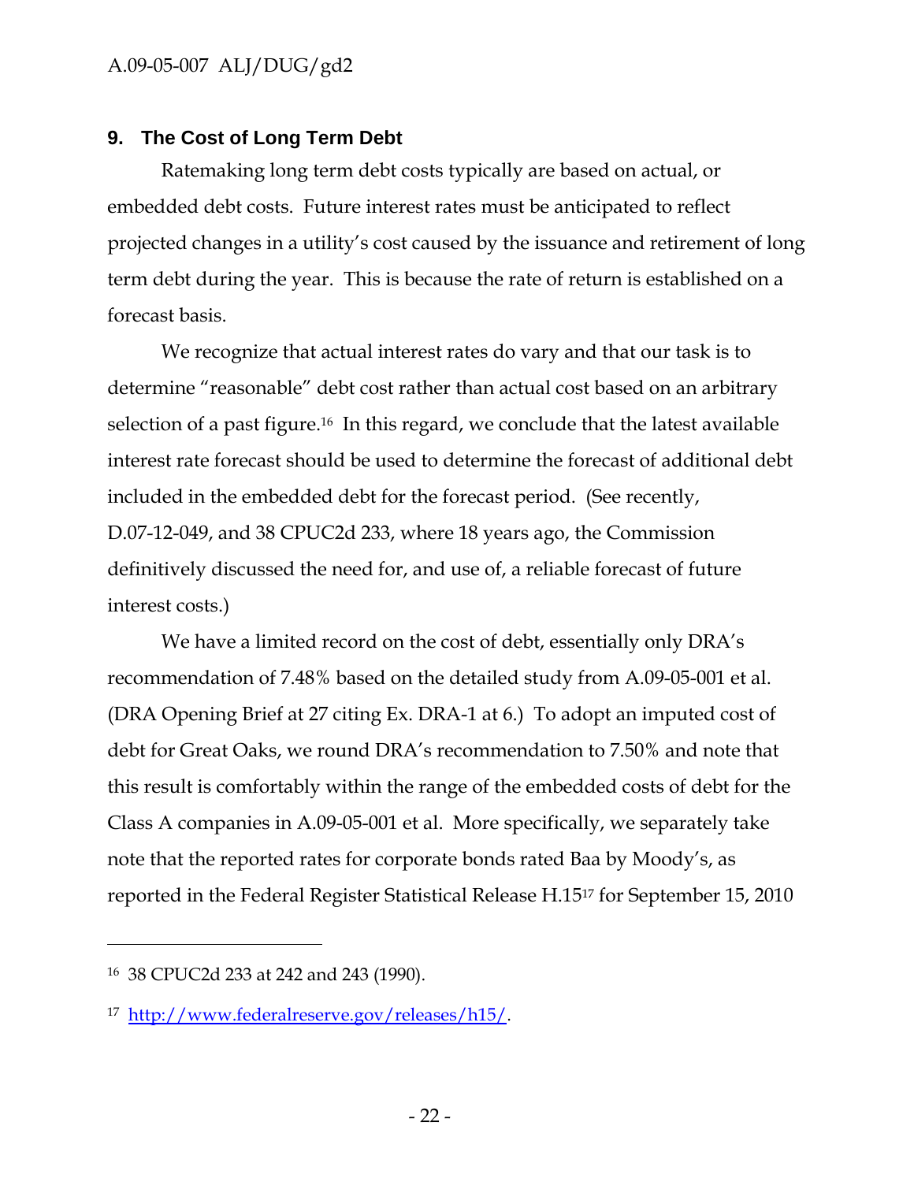## 9. The Cost of Long Term Debt

Ratemaking long term debt costs typically are based on actual, or embedded debt costs. Future interest rates must be anticipated to reflect projected changes in a utility's cost caused by the issuance and retirement of long term debt during the year. This is because the rate of return is established on a forecast basis.

We recognize that actual interest rates do vary and that our task is to determine "reasonable" debt cost rather than actual cost based on an arbitrary selection of a past figure.[16] In this regard, we conclude that the latest available interest rate forecast should be used to determine the forecast of additional debt included in the embedded debt for the forecast period. (See recently, D.07-12-049, and 38 CPUC2d 233, where 18 years ago, the Commission definitively discussed the need for, and use of, a reliable forecast of future interest costs.)

We have a limited record on the cost of debt, essentially only DRA's recommendation of 7.48% based on the detailed study from A.09-05-001 et al. (DRA Opening Brief at 27 citing Ex. DRA-1 at 6.) To adopt an imputed cost of debt for Great Oaks, we round DRA's recommendation to 7.50% and note that this result is comfortably within the range of the embedded costs of debt for the Class A companies in A.09-05-001 et al. More specifically, we separately take note that the reported rates for corporate bonds rated Baa by Moody's, as reported in the Federal Register Statistical Release H.15[17] for September 15, 2010

---

[16] 38 CPUC2d 233 at 242 and 243 (1990).

[17] http://www.federalreserve.gov/releases/h15/.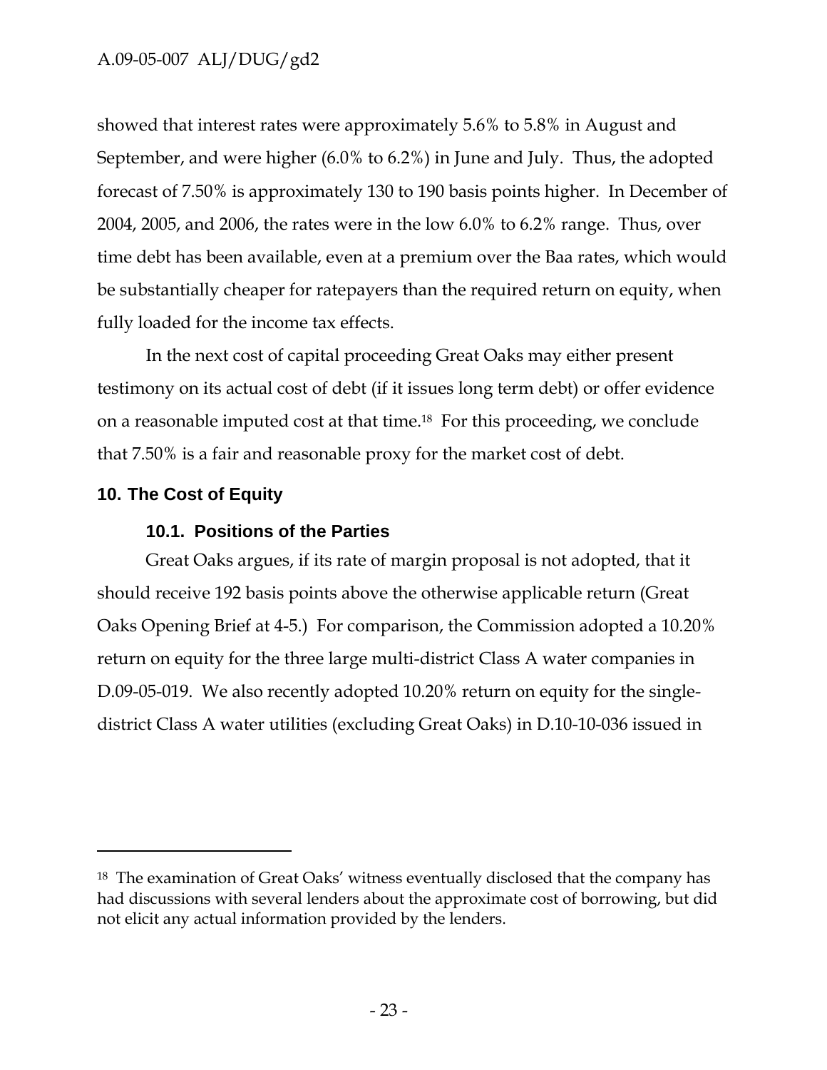showed that interest rates were approximately 5.6% to 5.8% in August and September, and were higher (6.0% to 6.2%) in June and July. Thus, the adopted forecast of 7.50% is approximately 130 to 190 basis points higher. In December of 2004, 2005, and 2006, the rates were in the low 6.0% to 6.2% range. Thus, over time debt has been available, even at a premium over the Baa rates, which would be substantially cheaper for ratepayers than the required return on equity, when fully loaded for the income tax effects.

In the next cost of capital proceeding Great Oaks may either present testimony on its actual cost of debt (if it issues long term debt) or offer evidence on a reasonable imputed cost at that time.[18] For this proceeding, we conclude that 7.50% is a fair and reasonable proxy for the market cost of debt.

## 10. The Cost of Equity

### 10.1. Positions of the Parties

Great Oaks argues, if its rate of margin proposal is not adopted, that it should receive 192 basis points above the otherwise applicable return (Great Oaks Opening Brief at 4-5.) For comparison, the Commission adopted a 10.20% return on equity for the three large multi-district Class A water companies in D.09-05-019. We also recently adopted 10.20% return on equity for the single-district Class A water utilities (excluding Great Oaks) in D.10-10-036 issued in

---

[18] The examination of Great Oaks' witness eventually disclosed that the company has had discussions with several lenders about the approximate cost of borrowing, but did not elicit any actual information provided by the lenders.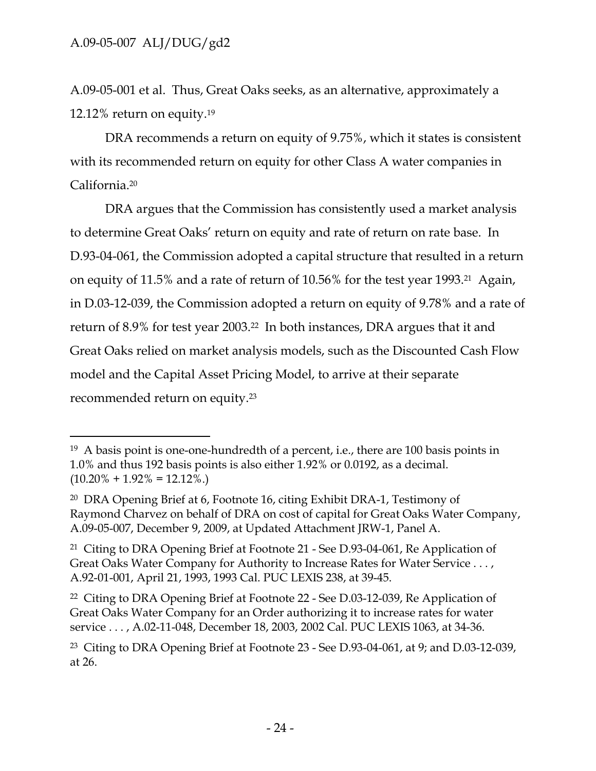A.09-05-001 et al. Thus, Great Oaks seeks, as an alternative, approximately a 12.12% return on equity.[19]

DRA recommends a return on equity of 9.75%, which it states is consistent with its recommended return on equity for other Class A water companies in California.[20]

DRA argues that the Commission has consistently used a market analysis to determine Great Oaks' return on equity and rate of return on rate base. In D.93-04-061, the Commission adopted a capital structure that resulted in a return on equity of 11.5% and a rate of return of 10.56% for the test year 1993.[21] Again, in D.03-12-039, the Commission adopted a return on equity of 9.78% and a rate of return of 8.9% for test year 2003.[22] In both instances, DRA argues that it and Great Oaks relied on market analysis models, such as the Discounted Cash Flow model and the Capital Asset Pricing Model, to arrive at their separate recommended return on equity.[23]

---

[19] A basis point is one-one-hundredth of a percent, i.e., there are 100 basis points in 1.0% and thus 192 basis points is also either 1.92% or 0.0192, as a decimal. (10.20% + 1.92% = 12.12%.)

[20] DRA Opening Brief at 6, Footnote 16, citing Exhibit DRA-1, Testimony of Raymond Charvez on behalf of DRA on cost of capital for Great Oaks Water Company, A.09-05-007, December 9, 2009, at Updated Attachment JRW-1, Panel A.

[21] Citing to DRA Opening Brief at Footnote 21 - See D.93-04-061, Re Application of Great Oaks Water Company for Authority to Increase Rates for Water Service . . . , A.92-01-001, April 21, 1993, 1993 Cal. PUC LEXIS 238, at 39-45.

[22] Citing to DRA Opening Brief at Footnote 22 - See D.03-12-039, Re Application of Great Oaks Water Company for an Order authorizing it to increase rates for water service . . . , A.02-11-048, December 18, 2003, 2002 Cal. PUC LEXIS 1063, at 34-36.

[23] Citing to DRA Opening Brief at Footnote 23 - See D.93-04-061, at 9; and D.03-12-039, at 26.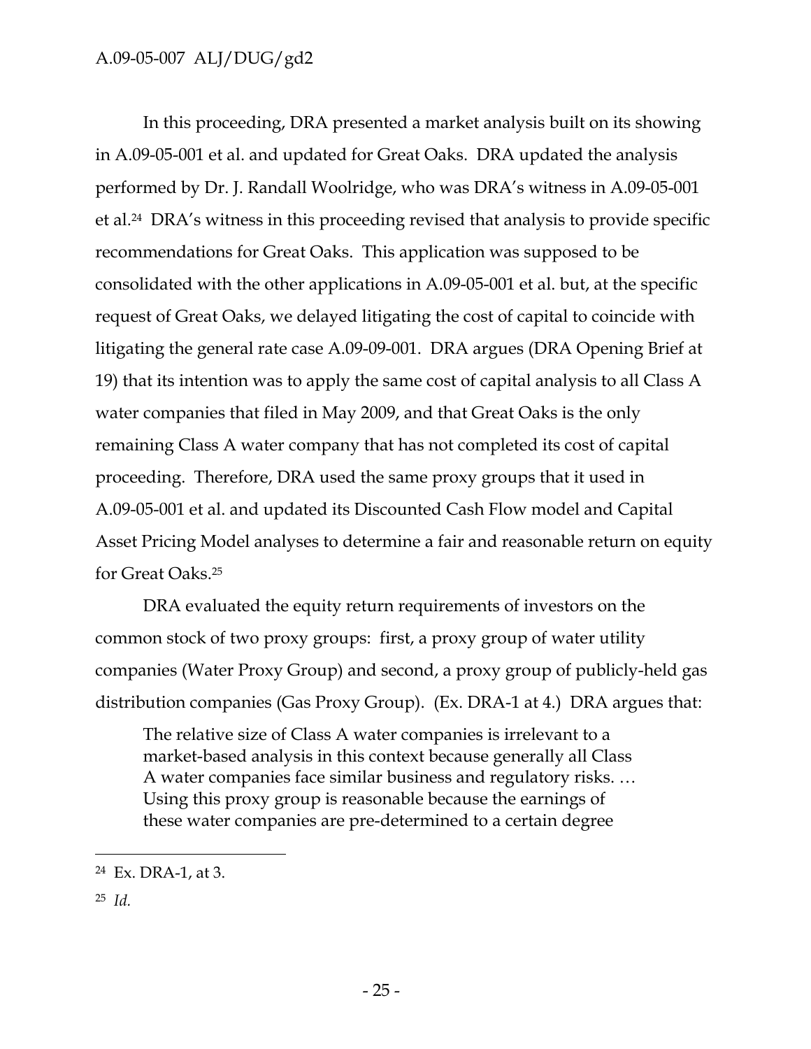In this proceeding, DRA presented a market analysis built on its showing in A.09-05-001 et al. and updated for Great Oaks. DRA updated the analysis performed by Dr. J. Randall Woolridge, who was DRA's witness in A.09-05-001 et al.[24] DRA's witness in this proceeding revised that analysis to provide specific recommendations for Great Oaks. This application was supposed to be consolidated with the other applications in A.09-05-001 et al. but, at the specific request of Great Oaks, we delayed litigating the cost of capital to coincide with litigating the general rate case A.09-09-001. DRA argues (DRA Opening Brief at 19) that its intention was to apply the same cost of capital analysis to all Class A water companies that filed in May 2009, and that Great Oaks is the only remaining Class A water company that has not completed its cost of capital proceeding. Therefore, DRA used the same proxy groups that it used in A.09-05-001 et al. and updated its Discounted Cash Flow model and Capital Asset Pricing Model analyses to determine a fair and reasonable return on equity for Great Oaks.[25]

DRA evaluated the equity return requirements of investors on the common stock of two proxy groups: first, a proxy group of water utility companies (Water Proxy Group) and second, a proxy group of publicly-held gas distribution companies (Gas Proxy Group). (Ex. DRA-1 at 4.) DRA argues that:

> The relative size of Class A water companies is irrelevant to a market-based analysis in this context because generally all Class A water companies face similar business and regulatory risks. … Using this proxy group is reasonable because the earnings of these water companies are pre-determined to a certain degree

---

[24] Ex. DRA-1, at 3.

[25] *Id.*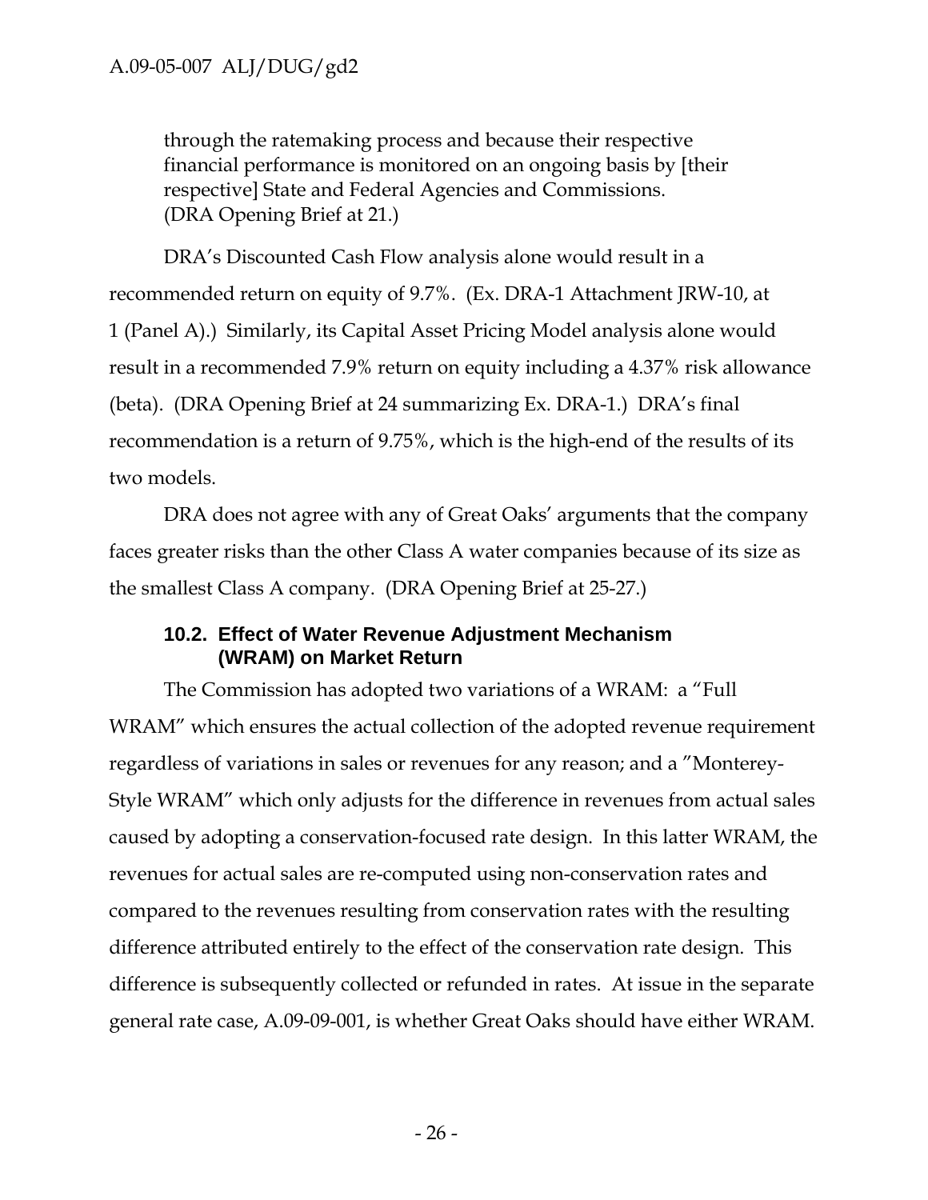through the ratemaking process and because their respective financial performance is monitored on an ongoing basis by [their respective] State and Federal Agencies and Commissions. (DRA Opening Brief at 21.)

DRA's Discounted Cash Flow analysis alone would result in a recommended return on equity of 9.7%. (Ex. DRA-1 Attachment JRW-10, at 1 (Panel A).) Similarly, its Capital Asset Pricing Model analysis alone would result in a recommended 7.9% return on equity including a 4.37% risk allowance (beta). (DRA Opening Brief at 24 summarizing Ex. DRA-1.) DRA's final recommendation is a return of 9.75%, which is the high-end of the results of its two models.

DRA does not agree with any of Great Oaks' arguments that the company faces greater risks than the other Class A water companies because of its size as the smallest Class A company. (DRA Opening Brief at 25-27.)

### 10.2. Effect of Water Revenue Adjustment Mechanism (WRAM) on Market Return

The Commission has adopted two variations of a WRAM: a "Full WRAM" which ensures the actual collection of the adopted revenue requirement regardless of variations in sales or revenues for any reason; and a "Monterey-Style WRAM" which only adjusts for the difference in revenues from actual sales caused by adopting a conservation-focused rate design. In this latter WRAM, the revenues for actual sales are re-computed using non-conservation rates and compared to the revenues resulting from conservation rates with the resulting difference attributed entirely to the effect of the conservation rate design. This difference is subsequently collected or refunded in rates. At issue in the separate general rate case, A.09-09-001, is whether Great Oaks should have either WRAM.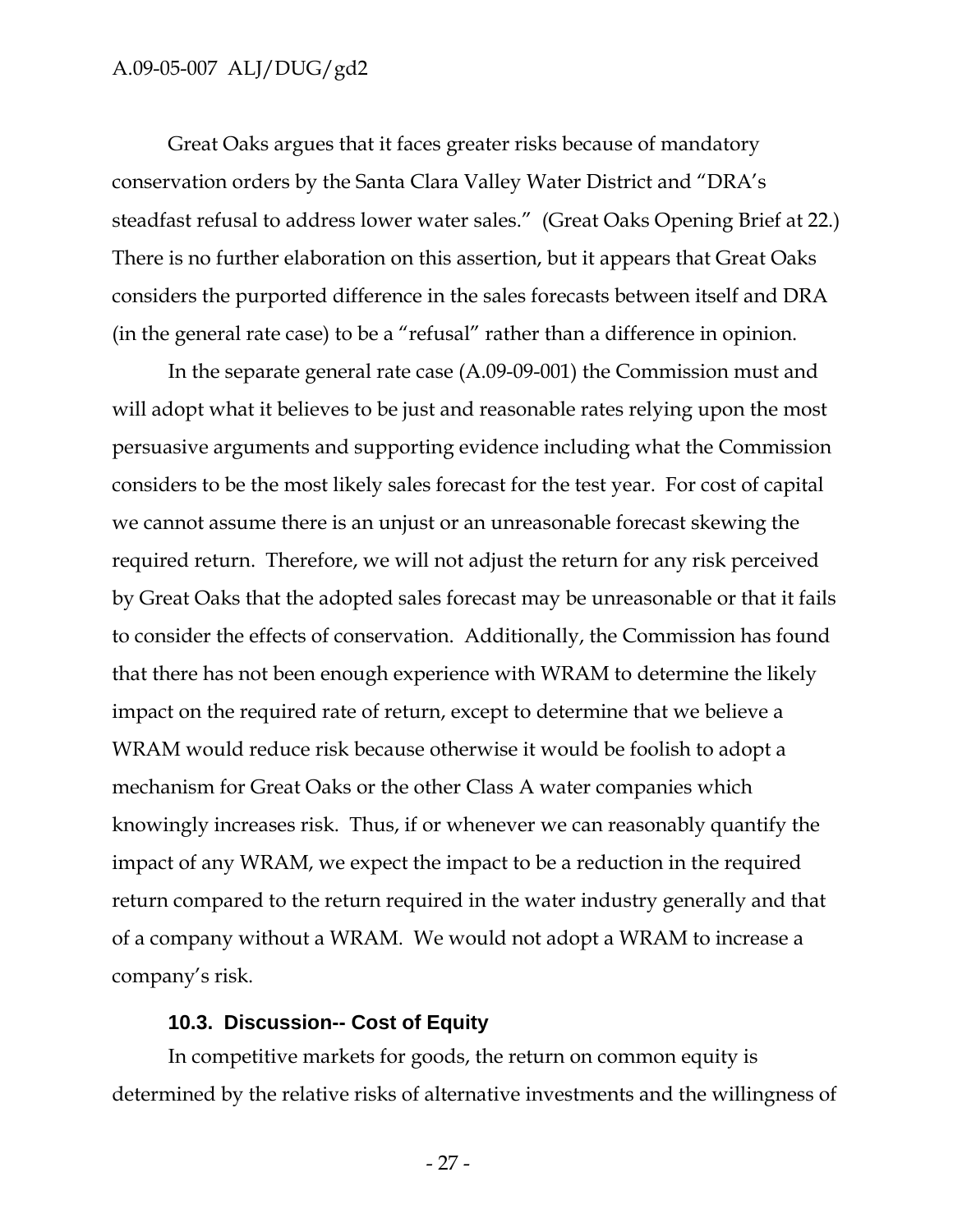Great Oaks argues that it faces greater risks because of mandatory conservation orders by the Santa Clara Valley Water District and "DRA's steadfast refusal to address lower water sales." (Great Oaks Opening Brief at 22.) There is no further elaboration on this assertion, but it appears that Great Oaks considers the purported difference in the sales forecasts between itself and DRA (in the general rate case) to be a "refusal" rather than a difference in opinion.

In the separate general rate case (A.09-09-001) the Commission must and will adopt what it believes to be just and reasonable rates relying upon the most persuasive arguments and supporting evidence including what the Commission considers to be the most likely sales forecast for the test year. For cost of capital we cannot assume there is an unjust or an unreasonable forecast skewing the required return. Therefore, we will not adjust the return for any risk perceived by Great Oaks that the adopted sales forecast may be unreasonable or that it fails to consider the effects of conservation. Additionally, the Commission has found that there has not been enough experience with WRAM to determine the likely impact on the required rate of return, except to determine that we believe a WRAM would reduce risk because otherwise it would be foolish to adopt a mechanism for Great Oaks or the other Class A water companies which knowingly increases risk. Thus, if or whenever we can reasonably quantify the impact of any WRAM, we expect the impact to be a reduction in the required return compared to the return required in the water industry generally and that of a company without a WRAM. We would not adopt a WRAM to increase a company's risk.

### 10.3. Discussion-- Cost of Equity

In competitive markets for goods, the return on common equity is determined by the relative risks of alternative investments and the willingness of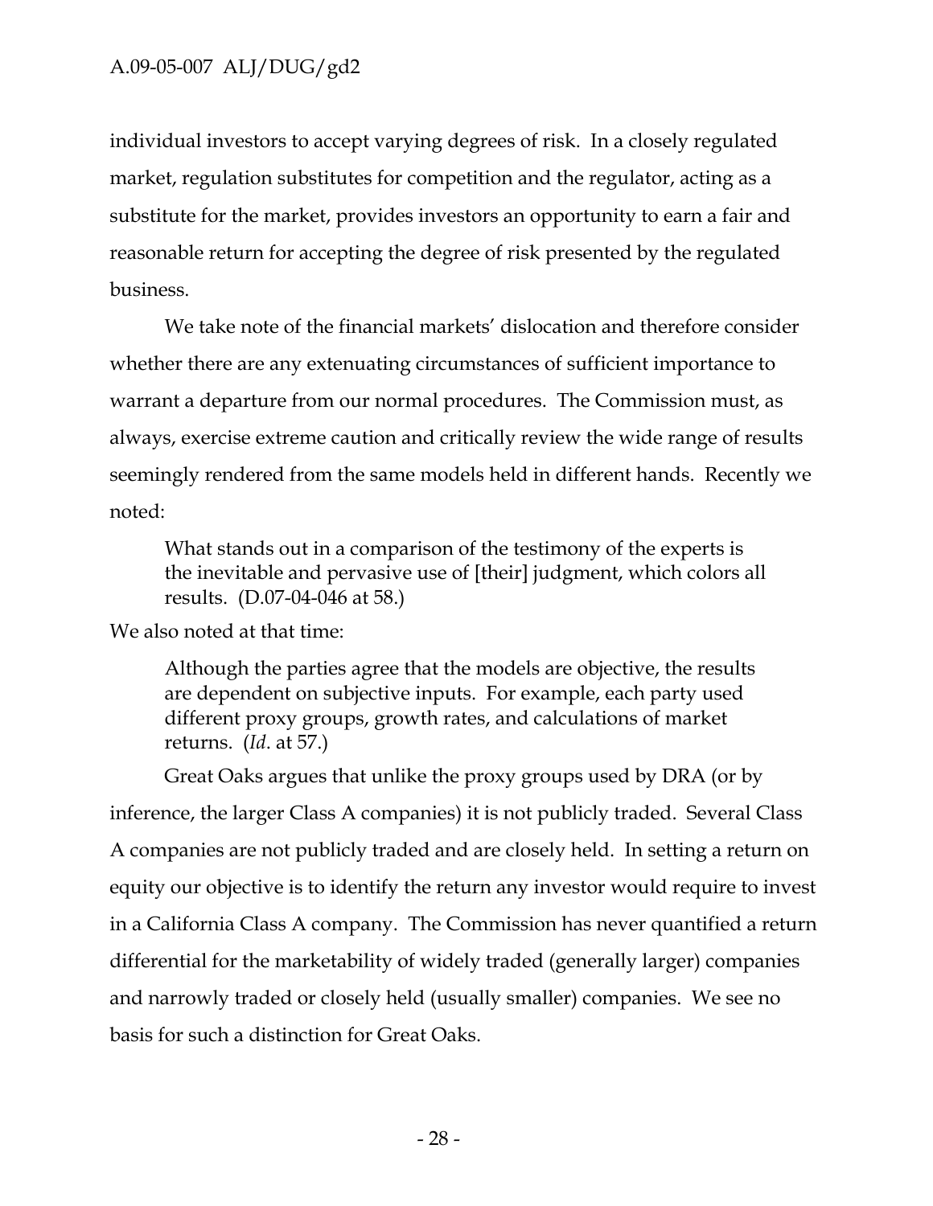individual investors to accept varying degrees of risk. In a closely regulated market, regulation substitutes for competition and the regulator, acting as a substitute for the market, provides investors an opportunity to earn a fair and reasonable return for accepting the degree of risk presented by the regulated business.

We take note of the financial markets' dislocation and therefore consider whether there are any extenuating circumstances of sufficient importance to warrant a departure from our normal procedures. The Commission must, as always, exercise extreme caution and critically review the wide range of results seemingly rendered from the same models held in different hands. Recently we noted:

> What stands out in a comparison of the testimony of the experts is the inevitable and pervasive use of [their] judgment, which colors all results. (D.07-04-046 at 58.)

We also noted at that time:

> Although the parties agree that the models are objective, the results are dependent on subjective inputs. For example, each party used different proxy groups, growth rates, and calculations of market returns. (*Id*. at 57.)

Great Oaks argues that unlike the proxy groups used by DRA (or by inference, the larger Class A companies) it is not publicly traded. Several Class A companies are not publicly traded and are closely held. In setting a return on equity our objective is to identify the return any investor would require to invest in a California Class A company. The Commission has never quantified a return differential for the marketability of widely traded (generally larger) companies and narrowly traded or closely held (usually smaller) companies. We see no basis for such a distinction for Great Oaks.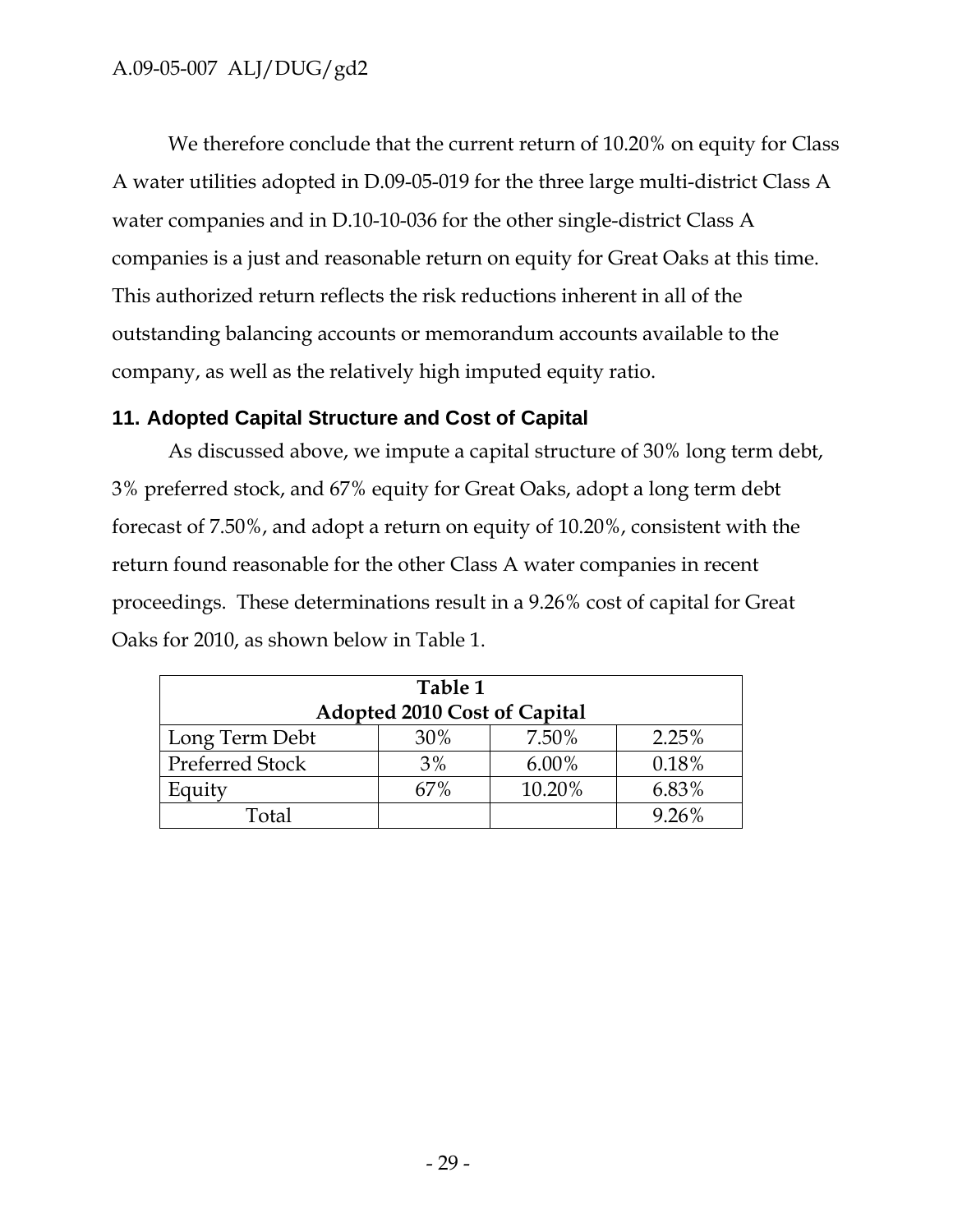We therefore conclude that the current return of 10.20% on equity for Class A water utilities adopted in D.09-05-019 for the three large multi-district Class A water companies and in D.10-10-036 for the other single-district Class A companies is a just and reasonable return on equity for Great Oaks at this time. This authorized return reflects the risk reductions inherent in all of the outstanding balancing accounts or memorandum accounts available to the company, as well as the relatively high imputed equity ratio.

## 11. Adopted Capital Structure and Cost of Capital

As discussed above, we impute a capital structure of 30% long term debt, 3% preferred stock, and 67% equity for Great Oaks, adopt a long term debt forecast of 7.50%, and adopt a return on equity of 10.20%, consistent with the return found reasonable for the other Class A water companies in recent proceedings. These determinations result in a 9.26% cost of capital for Great Oaks for 2010, as shown below in Table 1.

| **Table 1**<br>**Adopted 2010 Cost of Capital** | | | |
|---|---|---|---|
| Long Term Debt | 30% | 7.50% | 2.25% |
| Preferred Stock | 3% | 6.00% | 0.18% |
| Equity | 67% | 10.20% | 6.83% |
| Total | | | 9.26% |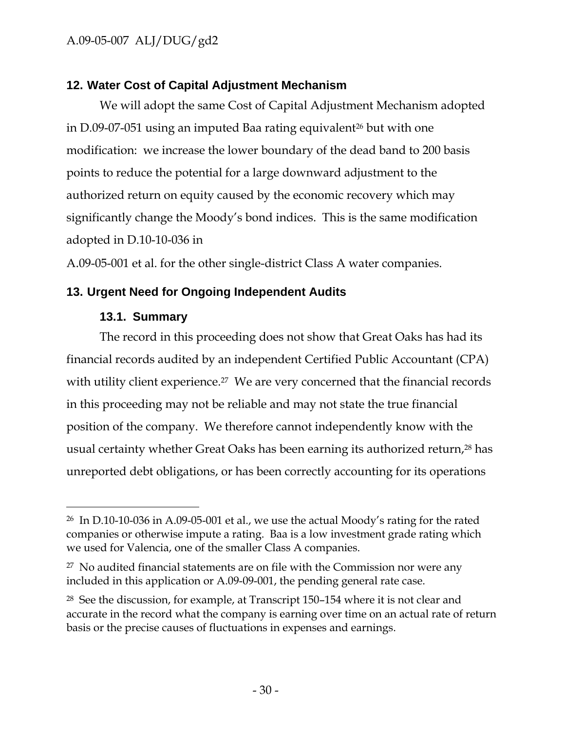## 12. Water Cost of Capital Adjustment Mechanism

We will adopt the same Cost of Capital Adjustment Mechanism adopted in D.09-07-051 using an imputed Baa rating equivalent[26] but with one modification: we increase the lower boundary of the dead band to 200 basis points to reduce the potential for a large downward adjustment to the authorized return on equity caused by the economic recovery which may significantly change the Moody's bond indices. This is the same modification adopted in D.10-10-036 in A.09-05-001 et al. for the other single-district Class A water companies.

## 13. Urgent Need for Ongoing Independent Audits

### 13.1. Summary

The record in this proceeding does not show that Great Oaks has had its financial records audited by an independent Certified Public Accountant (CPA) with utility client experience.[27] We are very concerned that the financial records in this proceeding may not be reliable and may not state the true financial position of the company. We therefore cannot independently know with the usual certainty whether Great Oaks has been earning its authorized return,[28] has unreported debt obligations, or has been correctly accounting for its operations

---

[26] In D.10-10-036 in A.09-05-001 et al., we use the actual Moody's rating for the rated companies or otherwise impute a rating. Baa is a low investment grade rating which we used for Valencia, one of the smaller Class A companies.

[27] No audited financial statements are on file with the Commission nor were any included in this application or A.09-09-001, the pending general rate case.

[28] See the discussion, for example, at Transcript 150–154 where it is not clear and accurate in the record what the company is earning over time on an actual rate of return basis or the precise causes of fluctuations in expenses and earnings.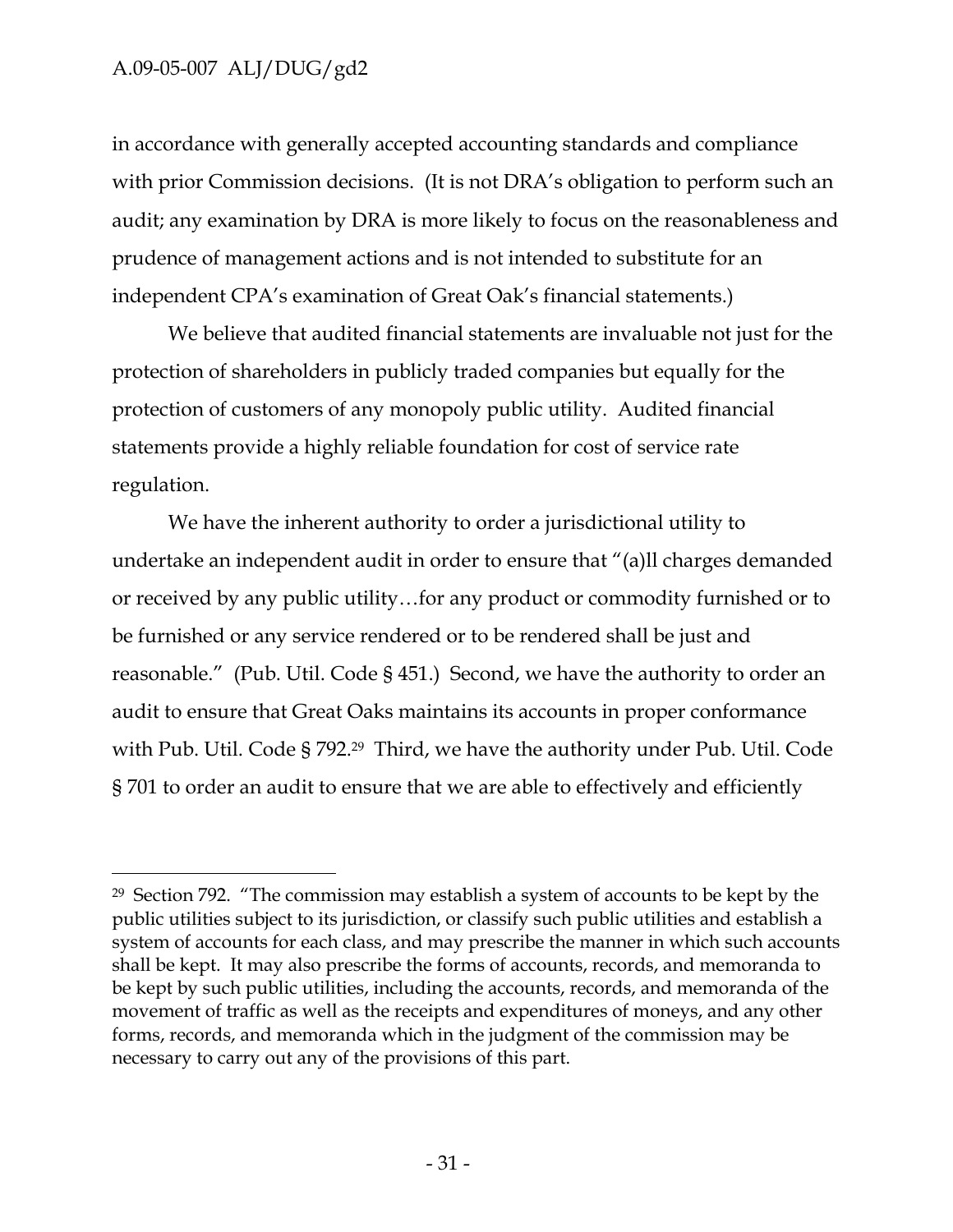in accordance with generally accepted accounting standards and compliance with prior Commission decisions. (It is not DRA's obligation to perform such an audit; any examination by DRA is more likely to focus on the reasonableness and prudence of management actions and is not intended to substitute for an independent CPA's examination of Great Oak's financial statements.)

We believe that audited financial statements are invaluable not just for the protection of shareholders in publicly traded companies but equally for the protection of customers of any monopoly public utility. Audited financial statements provide a highly reliable foundation for cost of service rate regulation.

We have the inherent authority to order a jurisdictional utility to undertake an independent audit in order to ensure that "(a)ll charges demanded or received by any public utility…for any product or commodity furnished or to be furnished or any service rendered or to be rendered shall be just and reasonable." (Pub. Util. Code § 451.) Second, we have the authority to order an audit to ensure that Great Oaks maintains its accounts in proper conformance with Pub. Util. Code § 792.[29] Third, we have the authority under Pub. Util. Code § 701 to order an audit to ensure that we are able to effectively and efficiently

---

[29] Section 792. "The commission may establish a system of accounts to be kept by the public utilities subject to its jurisdiction, or classify such public utilities and establish a system of accounts for each class, and may prescribe the manner in which such accounts shall be kept. It may also prescribe the forms of accounts, records, and memoranda to be kept by such public utilities, including the accounts, records, and memoranda of the movement of traffic as well as the receipts and expenditures of moneys, and any other forms, records, and memoranda which in the judgment of the commission may be necessary to carry out any of the provisions of this part.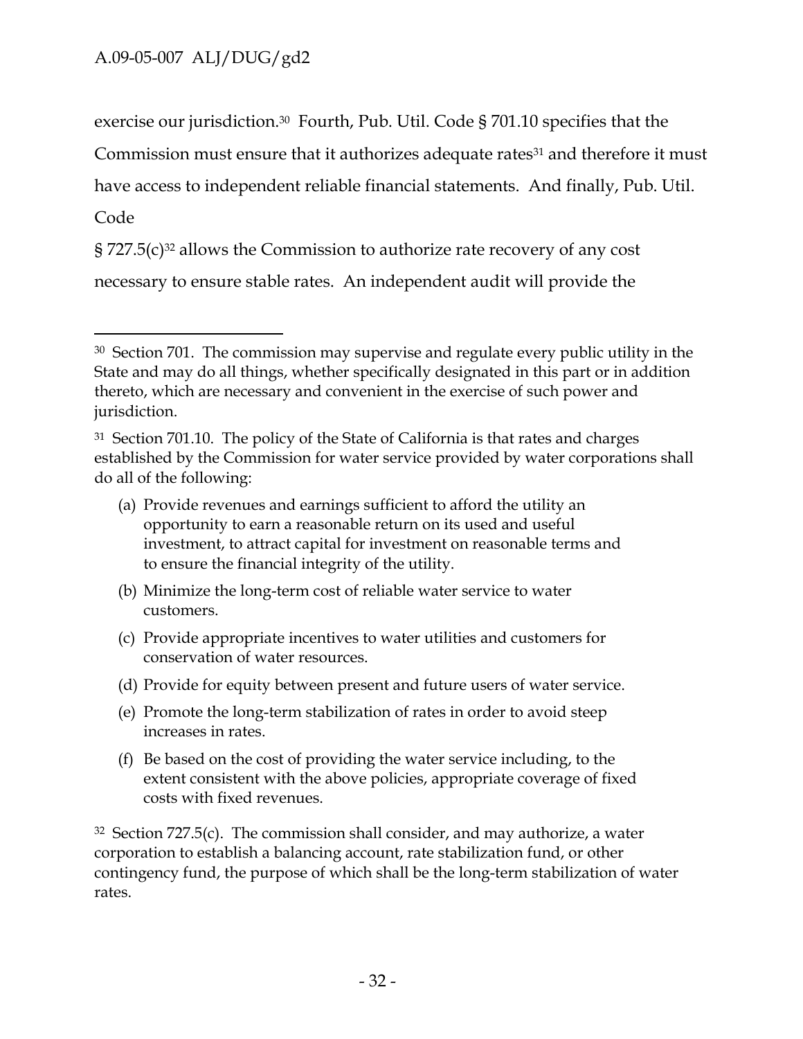exercise our jurisdiction.[30] Fourth, Pub. Util. Code § 701.10 specifies that the Commission must ensure that it authorizes adequate rates[31] and therefore it must have access to independent reliable financial statements. And finally, Pub. Util. Code

§ 727.5(c)[32] allows the Commission to authorize rate recovery of any cost necessary to ensure stable rates. An independent audit will provide the

---

[30] Section 701. The commission may supervise and regulate every public utility in the State and may do all things, whether specifically designated in this part or in addition thereto, which are necessary and convenient in the exercise of such power and jurisdiction.

[31] Section 701.10. The policy of the State of California is that rates and charges established by the Commission for water service provided by water corporations shall do all of the following:

(a) Provide revenues and earnings sufficient to afford the utility an opportunity to earn a reasonable return on its used and useful investment, to attract capital for investment on reasonable terms and to ensure the financial integrity of the utility.

(b) Minimize the long-term cost of reliable water service to water customers.

(c) Provide appropriate incentives to water utilities and customers for conservation of water resources.

(d) Provide for equity between present and future users of water service.

(e) Promote the long-term stabilization of rates in order to avoid steep increases in rates.

(f) Be based on the cost of providing the water service including, to the extent consistent with the above policies, appropriate coverage of fixed costs with fixed revenues.

[32] Section 727.5(c). The commission shall consider, and may authorize, a water corporation to establish a balancing account, rate stabilization fund, or other contingency fund, the purpose of which shall be the long-term stabilization of water rates.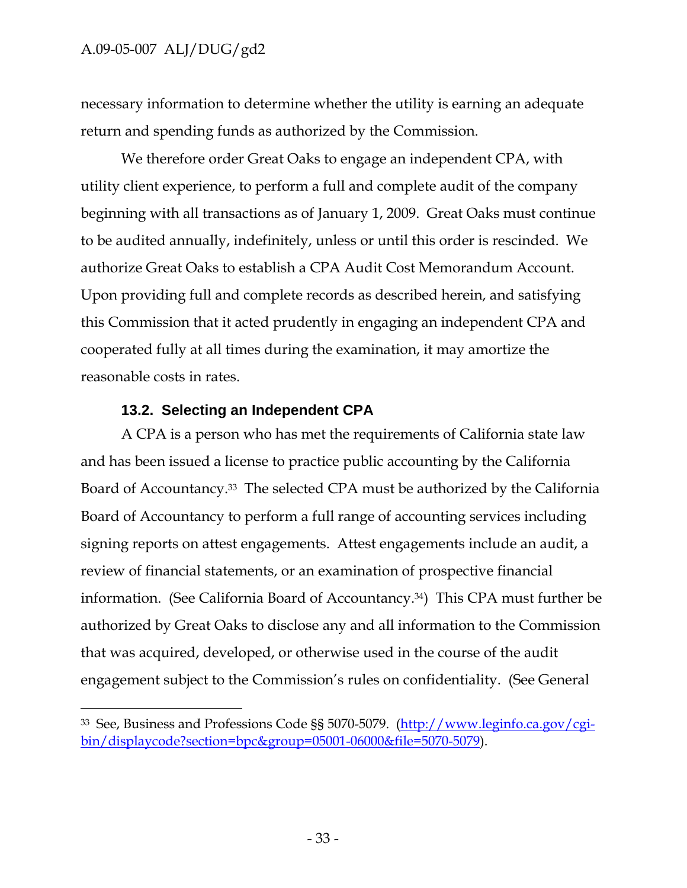necessary information to determine whether the utility is earning an adequate return and spending funds as authorized by the Commission.

We therefore order Great Oaks to engage an independent CPA, with utility client experience, to perform a full and complete audit of the company beginning with all transactions as of January 1, 2009. Great Oaks must continue to be audited annually, indefinitely, unless or until this order is rescinded. We authorize Great Oaks to establish a CPA Audit Cost Memorandum Account. Upon providing full and complete records as described herein, and satisfying this Commission that it acted prudently in engaging an independent CPA and cooperated fully at all times during the examination, it may amortize the reasonable costs in rates.

### 13.2. Selecting an Independent CPA

A CPA is a person who has met the requirements of California state law and has been issued a license to practice public accounting by the California Board of Accountancy.[33] The selected CPA must be authorized by the California Board of Accountancy to perform a full range of accounting services including signing reports on attest engagements. Attest engagements include an audit, a review of financial statements, or an examination of prospective financial information. (See California Board of Accountancy.[34]) This CPA must further be authorized by Great Oaks to disclose any and all information to the Commission that was acquired, developed, or otherwise used in the course of the audit engagement subject to the Commission's rules on confidentiality. (See General

---

[33] See, Business and Professions Code §§ 5070-5079. (http://www.leginfo.ca.gov/cgi-bin/displaycode?section=bpc&group=05001-06000&file=5070-5079).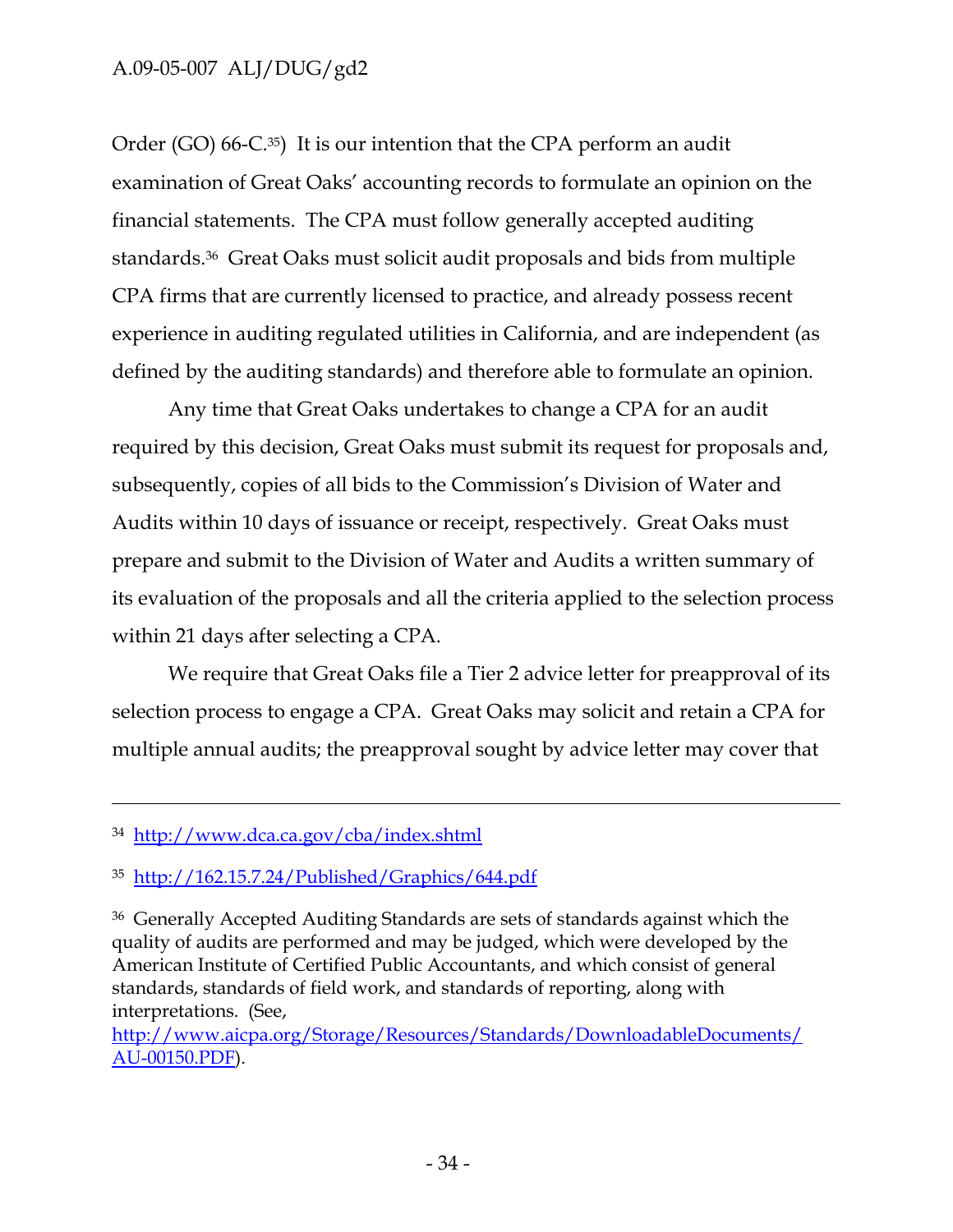Order (GO) 66-C.[35]) It is our intention that the CPA perform an audit examination of Great Oaks' accounting records to formulate an opinion on the financial statements. The CPA must follow generally accepted auditing standards.[36] Great Oaks must solicit audit proposals and bids from multiple CPA firms that are currently licensed to practice, and already possess recent experience in auditing regulated utilities in California, and are independent (as defined by the auditing standards) and therefore able to formulate an opinion.

Any time that Great Oaks undertakes to change a CPA for an audit required by this decision, Great Oaks must submit its request for proposals and, subsequently, copies of all bids to the Commission's Division of Water and Audits within 10 days of issuance or receipt, respectively. Great Oaks must prepare and submit to the Division of Water and Audits a written summary of its evaluation of the proposals and all the criteria applied to the selection process within 21 days after selecting a CPA.

We require that Great Oaks file a Tier 2 advice letter for preapproval of its selection process to engage a CPA. Great Oaks may solicit and retain a CPA for multiple annual audits; the preapproval sought by advice letter may cover that

---

[34] http://www.dca.ca.gov/cba/index.shtml

[35] http://162.15.7.24/Published/Graphics/644.pdf

[36] Generally Accepted Auditing Standards are sets of standards against which the quality of audits are performed and may be judged, which were developed by the American Institute of Certified Public Accountants, and which consist of general standards, standards of field work, and standards of reporting, along with interpretations. (See, http://www.aicpa.org/Storage/Resources/Standards/DownloadableDocuments/AU-00150.PDF).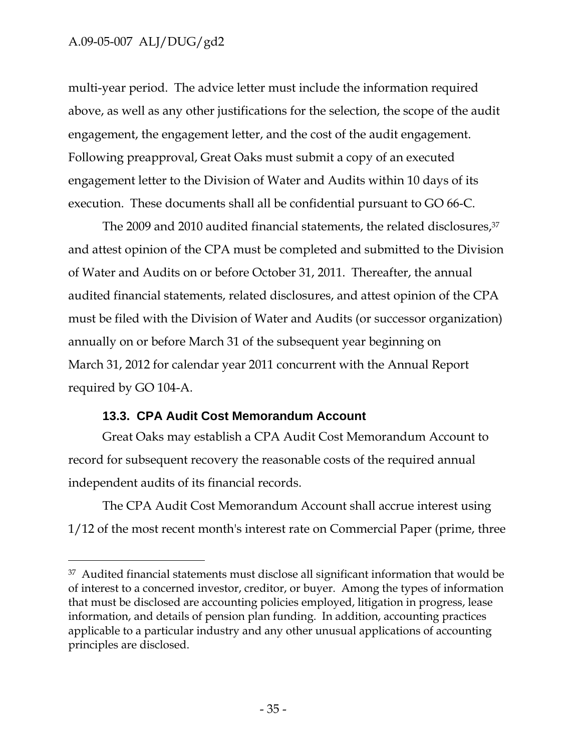multi-year period. The advice letter must include the information required above, as well as any other justifications for the selection, the scope of the audit engagement, the engagement letter, and the cost of the audit engagement. Following preapproval, Great Oaks must submit a copy of an executed engagement letter to the Division of Water and Audits within 10 days of its execution. These documents shall all be confidential pursuant to GO 66-C.

The 2009 and 2010 audited financial statements, the related disclosures,[37] and attest opinion of the CPA must be completed and submitted to the Division of Water and Audits on or before October 31, 2011. Thereafter, the annual audited financial statements, related disclosures, and attest opinion of the CPA must be filed with the Division of Water and Audits (or successor organization) annually on or before March 31 of the subsequent year beginning on March 31, 2012 for calendar year 2011 concurrent with the Annual Report required by GO 104-A.

### 13.3. CPA Audit Cost Memorandum Account

Great Oaks may establish a CPA Audit Cost Memorandum Account to record for subsequent recovery the reasonable costs of the required annual independent audits of its financial records.

The CPA Audit Cost Memorandum Account shall accrue interest using 1/12 of the most recent month's interest rate on Commercial Paper (prime, three

---

[37] Audited financial statements must disclose all significant information that would be of interest to a concerned investor, creditor, or buyer. Among the types of information that must be disclosed are accounting policies employed, litigation in progress, lease information, and details of pension plan funding. In addition, accounting practices applicable to a particular industry and any other unusual applications of accounting principles are disclosed.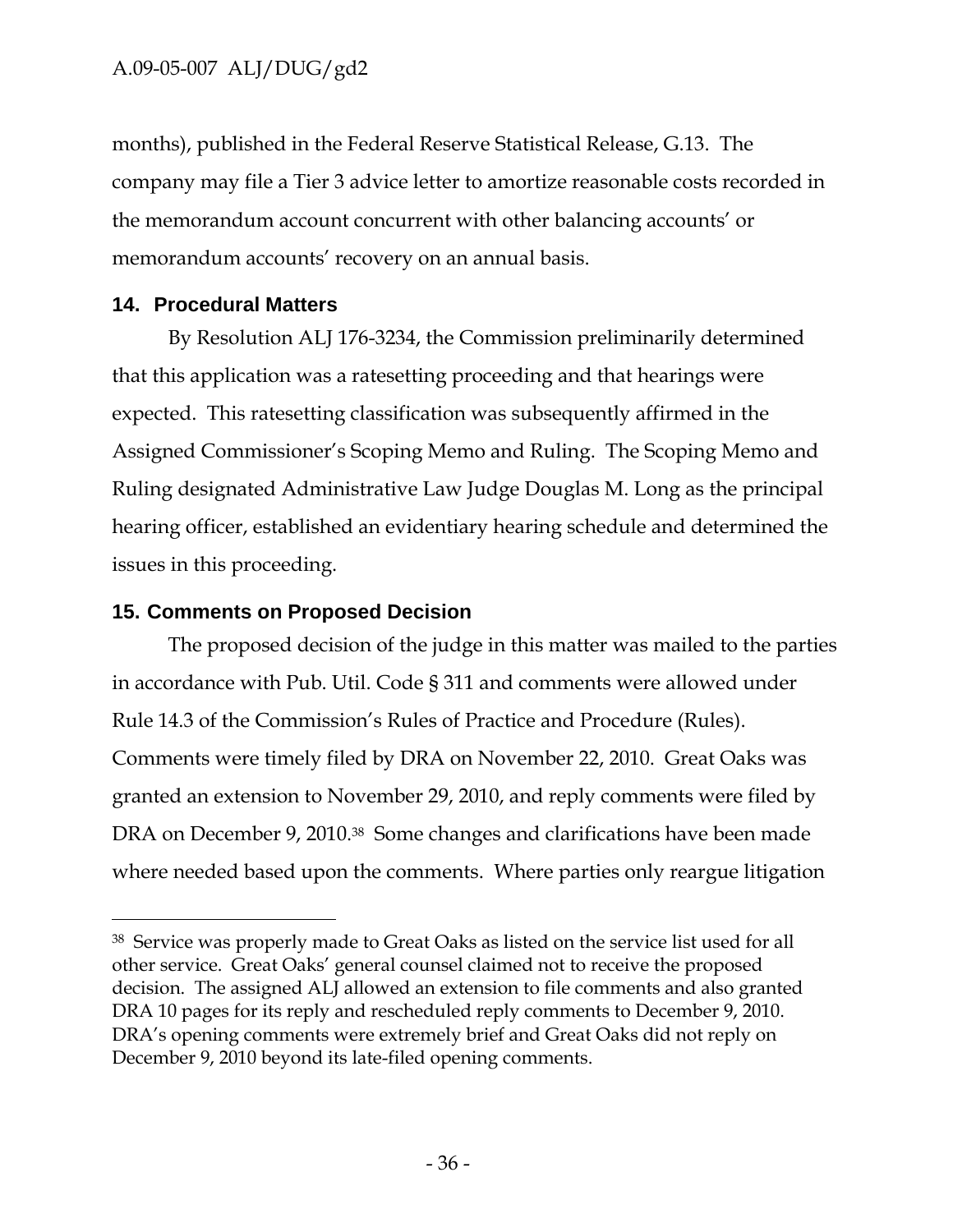months), published in the Federal Reserve Statistical Release, G.13. The company may file a Tier 3 advice letter to amortize reasonable costs recorded in the memorandum account concurrent with other balancing accounts' or memorandum accounts' recovery on an annual basis.

## 14. Procedural Matters

By Resolution ALJ 176-3234, the Commission preliminarily determined that this application was a ratesetting proceeding and that hearings were expected. This ratesetting classification was subsequently affirmed in the Assigned Commissioner's Scoping Memo and Ruling. The Scoping Memo and Ruling designated Administrative Law Judge Douglas M. Long as the principal hearing officer, established an evidentiary hearing schedule and determined the issues in this proceeding.

## 15. Comments on Proposed Decision

The proposed decision of the judge in this matter was mailed to the parties in accordance with Pub. Util. Code § 311 and comments were allowed under Rule 14.3 of the Commission's Rules of Practice and Procedure (Rules). Comments were timely filed by DRA on November 22, 2010. Great Oaks was granted an extension to November 29, 2010, and reply comments were filed by DRA on December 9, 2010.[38] Some changes and clarifications have been made where needed based upon the comments. Where parties only reargue litigation

---

[38] Service was properly made to Great Oaks as listed on the service list used for all other service. Great Oaks' general counsel claimed not to receive the proposed decision. The assigned ALJ allowed an extension to file comments and also granted DRA 10 pages for its reply and rescheduled reply comments to December 9, 2010. DRA's opening comments were extremely brief and Great Oaks did not reply on December 9, 2010 beyond its late-filed opening comments.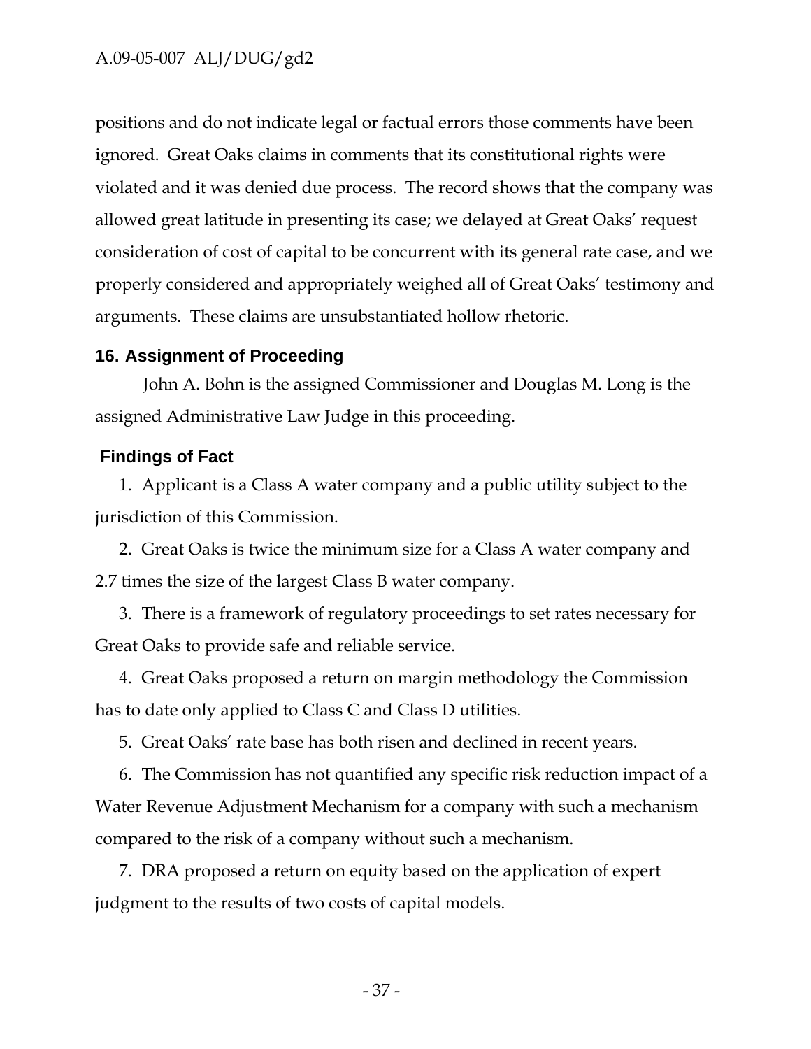positions and do not indicate legal or factual errors those comments have been ignored. Great Oaks claims in comments that its constitutional rights were violated and it was denied due process. The record shows that the company was allowed great latitude in presenting its case; we delayed at Great Oaks' request consideration of cost of capital to be concurrent with its general rate case, and we properly considered and appropriately weighed all of Great Oaks' testimony and arguments. These claims are unsubstantiated hollow rhetoric.

## 16. Assignment of Proceeding

John A. Bohn is the assigned Commissioner and Douglas M. Long is the assigned Administrative Law Judge in this proceeding.

## Findings of Fact

1. Applicant is a Class A water company and a public utility subject to the jurisdiction of this Commission.

2. Great Oaks is twice the minimum size for a Class A water company and 2.7 times the size of the largest Class B water company.

3. There is a framework of regulatory proceedings to set rates necessary for Great Oaks to provide safe and reliable service.

4. Great Oaks proposed a return on margin methodology the Commission has to date only applied to Class C and Class D utilities.

5. Great Oaks' rate base has both risen and declined in recent years.

6. The Commission has not quantified any specific risk reduction impact of a Water Revenue Adjustment Mechanism for a company with such a mechanism compared to the risk of a company without such a mechanism.

7. DRA proposed a return on equity based on the application of expert judgment to the results of two costs of capital models.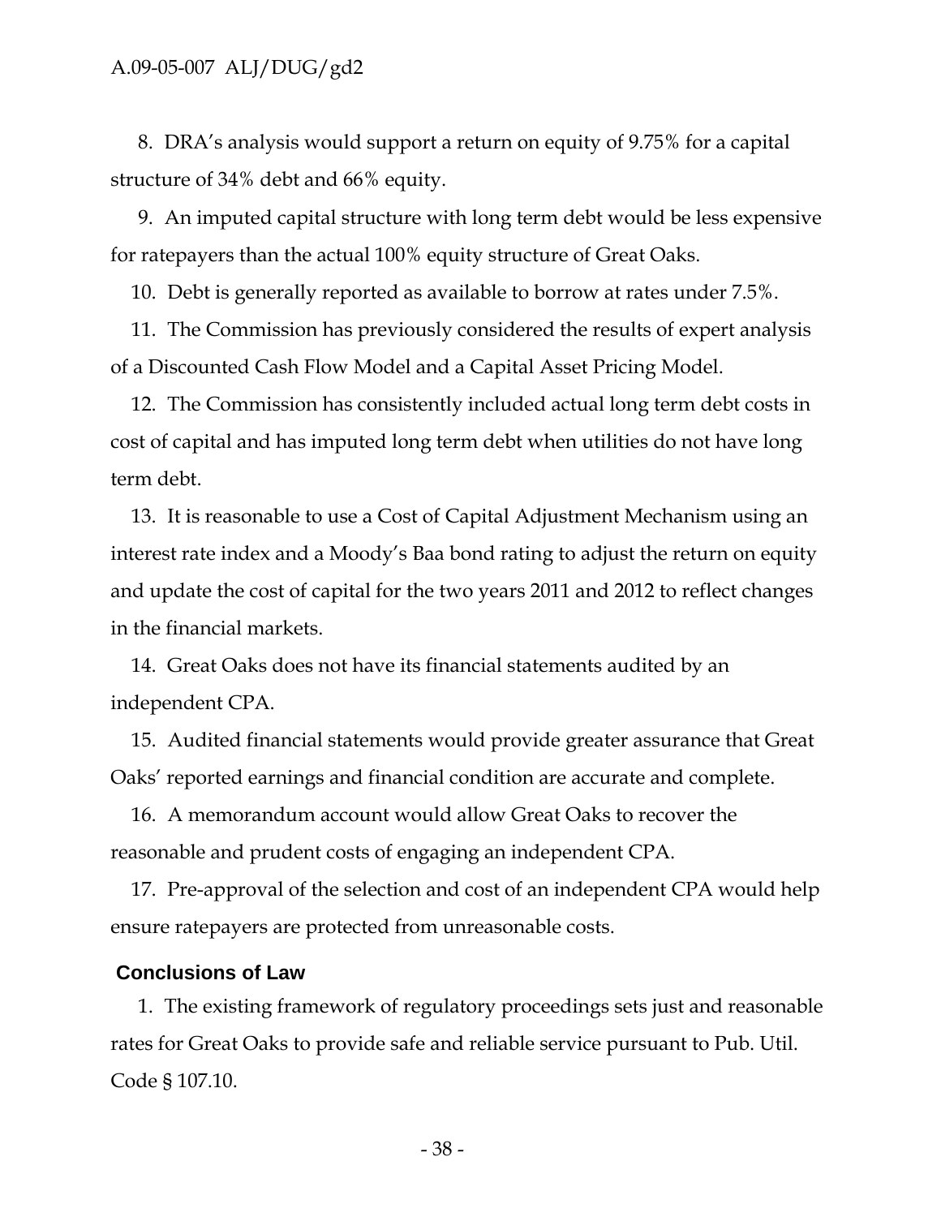8. DRA's analysis would support a return on equity of 9.75% for a capital structure of 34% debt and 66% equity.

9. An imputed capital structure with long term debt would be less expensive for ratepayers than the actual 100% equity structure of Great Oaks.

10. Debt is generally reported as available to borrow at rates under 7.5%.

11. The Commission has previously considered the results of expert analysis of a Discounted Cash Flow Model and a Capital Asset Pricing Model.

12. The Commission has consistently included actual long term debt costs in cost of capital and has imputed long term debt when utilities do not have long term debt.

13. It is reasonable to use a Cost of Capital Adjustment Mechanism using an interest rate index and a Moody's Baa bond rating to adjust the return on equity and update the cost of capital for the two years 2011 and 2012 to reflect changes in the financial markets.

14. Great Oaks does not have its financial statements audited by an independent CPA.

15. Audited financial statements would provide greater assurance that Great Oaks' reported earnings and financial condition are accurate and complete.

16. A memorandum account would allow Great Oaks to recover the reasonable and prudent costs of engaging an independent CPA.

17. Pre-approval of the selection and cost of an independent CPA would help ensure ratepayers are protected from unreasonable costs.

## Conclusions of Law

1. The existing framework of regulatory proceedings sets just and reasonable rates for Great Oaks to provide safe and reliable service pursuant to Pub. Util. Code § 107.10.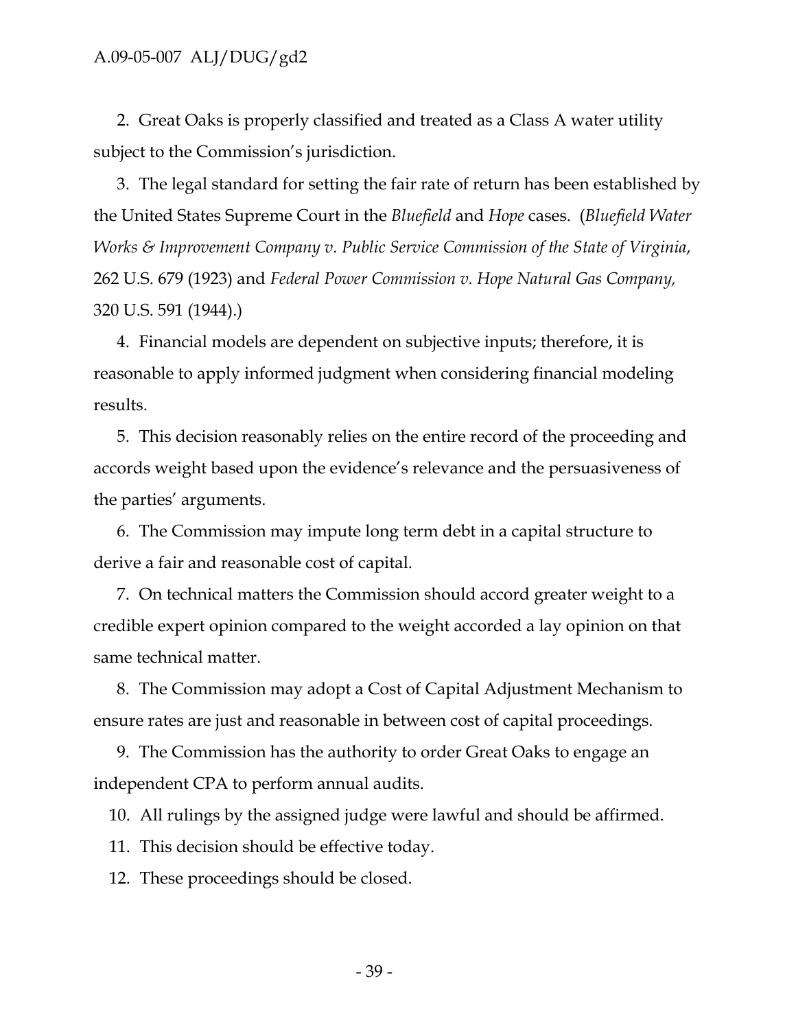2. Great Oaks is properly classified and treated as a Class A water utility subject to the Commission's jurisdiction.

3. The legal standard for setting the fair rate of return has been established by the United States Supreme Court in the *Bluefield* and *Hope* cases. (*Bluefield Water Works & Improvement Company v. Public Service Commission of the State of Virginia*, 262 U.S. 679 (1923) and *Federal Power Commission v. Hope Natural Gas Company,* 320 U.S. 591 (1944).)

4. Financial models are dependent on subjective inputs; therefore, it is reasonable to apply informed judgment when considering financial modeling results.

5. This decision reasonably relies on the entire record of the proceeding and accords weight based upon the evidence's relevance and the persuasiveness of the parties' arguments.

6. The Commission may impute long term debt in a capital structure to derive a fair and reasonable cost of capital.

7. On technical matters the Commission should accord greater weight to a credible expert opinion compared to the weight accorded a lay opinion on that same technical matter.

8. The Commission may adopt a Cost of Capital Adjustment Mechanism to ensure rates are just and reasonable in between cost of capital proceedings.

9. The Commission has the authority to order Great Oaks to engage an independent CPA to perform annual audits.

10. All rulings by the assigned judge were lawful and should be affirmed.

11. This decision should be effective today.

12. These proceedings should be closed.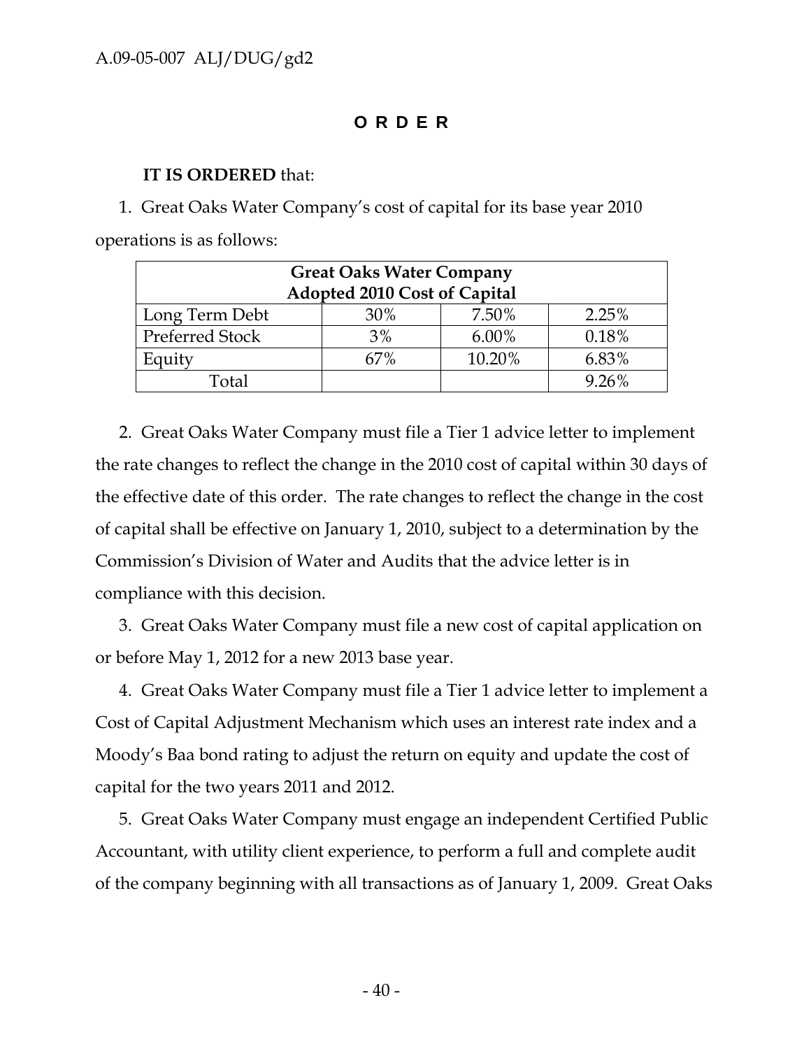## O R D E R

**IT IS ORDERED** that:

1. Great Oaks Water Company's cost of capital for its base year 2010 operations is as follows:

| Great Oaks Water Company<br>Adopted 2010 Cost of Capital | | | |
|---|---|---|---|
| Long Term Debt | 30% | 7.50% | 2.25% |
| Preferred Stock | 3% | 6.00% | 0.18% |
| Equity | 67% | 10.20% | 6.83% |
| Total | | | 9.26% |

2. Great Oaks Water Company must file a Tier 1 advice letter to implement the rate changes to reflect the change in the 2010 cost of capital within 30 days of the effective date of this order. The rate changes to reflect the change in the cost of capital shall be effective on January 1, 2010, subject to a determination by the Commission's Division of Water and Audits that the advice letter is in compliance with this decision.

3. Great Oaks Water Company must file a new cost of capital application on or before May 1, 2012 for a new 2013 base year.

4. Great Oaks Water Company must file a Tier 1 advice letter to implement a Cost of Capital Adjustment Mechanism which uses an interest rate index and a Moody's Baa bond rating to adjust the return on equity and update the cost of capital for the two years 2011 and 2012.

5. Great Oaks Water Company must engage an independent Certified Public Accountant, with utility client experience, to perform a full and complete audit of the company beginning with all transactions as of January 1, 2009. Great Oaks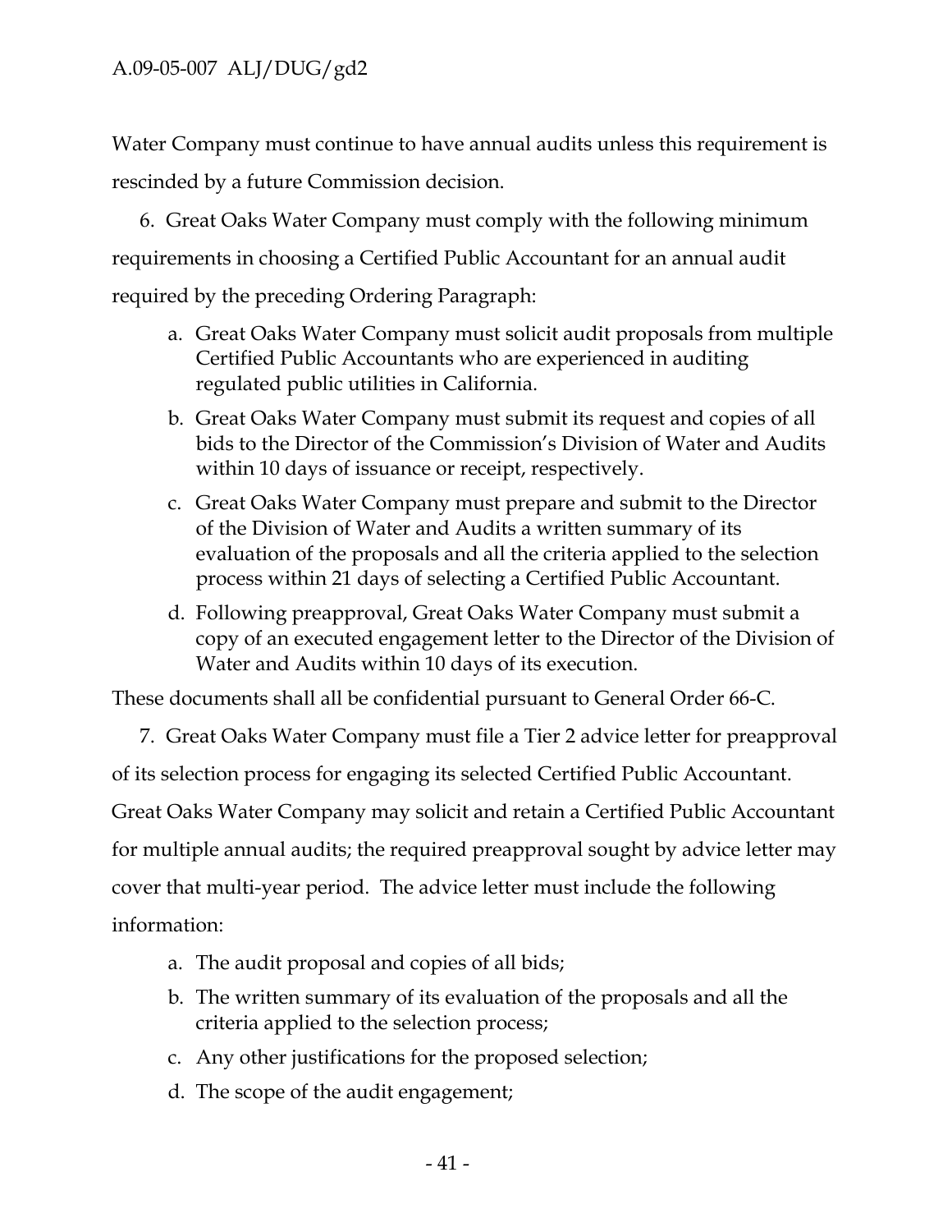Water Company must continue to have annual audits unless this requirement is rescinded by a future Commission decision.

6. Great Oaks Water Company must comply with the following minimum requirements in choosing a Certified Public Accountant for an annual audit required by the preceding Ordering Paragraph:

   a. Great Oaks Water Company must solicit audit proposals from multiple Certified Public Accountants who are experienced in auditing regulated public utilities in California.
   b. Great Oaks Water Company must submit its request and copies of all bids to the Director of the Commission's Division of Water and Audits within 10 days of issuance or receipt, respectively.
   c. Great Oaks Water Company must prepare and submit to the Director of the Division of Water and Audits a written summary of its evaluation of the proposals and all the criteria applied to the selection process within 21 days of selecting a Certified Public Accountant.
   d. Following preapproval, Great Oaks Water Company must submit a copy of an executed engagement letter to the Director of the Division of Water and Audits within 10 days of its execution.

These documents shall all be confidential pursuant to General Order 66-C.

7. Great Oaks Water Company must file a Tier 2 advice letter for preapproval of its selection process for engaging its selected Certified Public Accountant. Great Oaks Water Company may solicit and retain a Certified Public Accountant for multiple annual audits; the required preapproval sought by advice letter may cover that multi-year period. The advice letter must include the following information:

   a. The audit proposal and copies of all bids;
   b. The written summary of its evaluation of the proposals and all the criteria applied to the selection process;
   c. Any other justifications for the proposed selection;
   d. The scope of the audit engagement;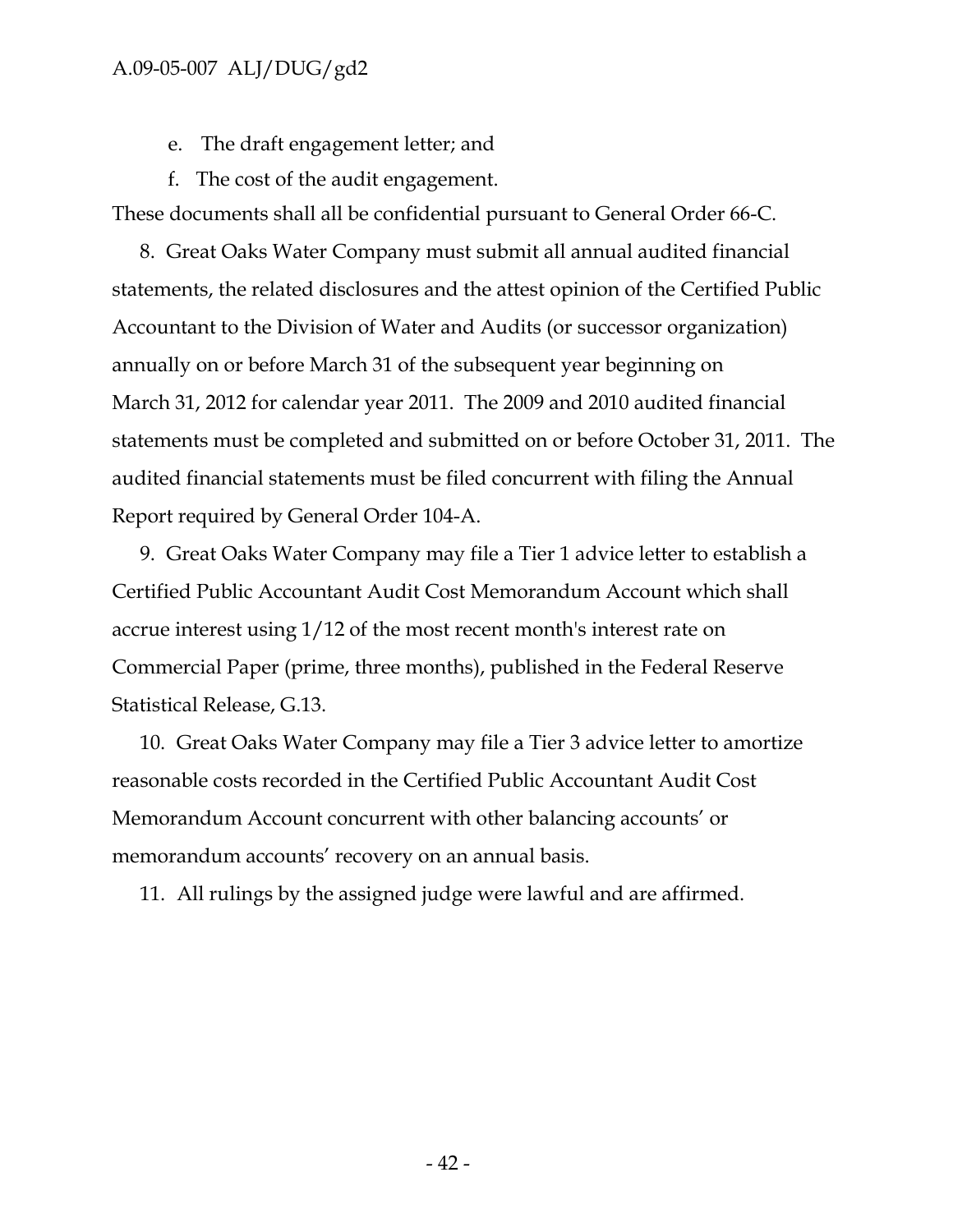e. The draft engagement letter; and

f. The cost of the audit engagement.

These documents shall all be confidential pursuant to General Order 66-C.

8. Great Oaks Water Company must submit all annual audited financial statements, the related disclosures and the attest opinion of the Certified Public Accountant to the Division of Water and Audits (or successor organization) annually on or before March 31 of the subsequent year beginning on March 31, 2012 for calendar year 2011. The 2009 and 2010 audited financial statements must be completed and submitted on or before October 31, 2011. The audited financial statements must be filed concurrent with filing the Annual Report required by General Order 104-A.

9. Great Oaks Water Company may file a Tier 1 advice letter to establish a Certified Public Accountant Audit Cost Memorandum Account which shall accrue interest using 1/12 of the most recent month's interest rate on Commercial Paper (prime, three months), published in the Federal Reserve Statistical Release, G.13.

10. Great Oaks Water Company may file a Tier 3 advice letter to amortize reasonable costs recorded in the Certified Public Accountant Audit Cost Memorandum Account concurrent with other balancing accounts' or memorandum accounts' recovery on an annual basis.

11. All rulings by the assigned judge were lawful and are affirmed.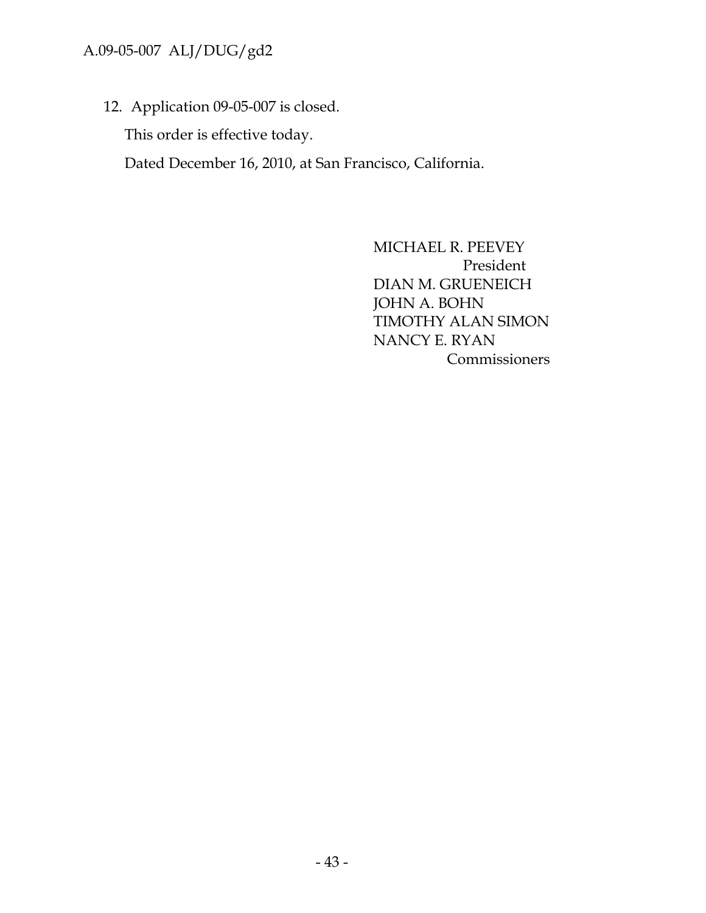12. Application 09-05-007 is closed.

This order is effective today.

Dated December 16, 2010, at San Francisco, California.

MICHAEL R. PEEVEY
President
DIAN M. GRUENEICH
JOHN A. BOHN
TIMOTHY ALAN SIMON
NANCY E. RYAN
Commissioners